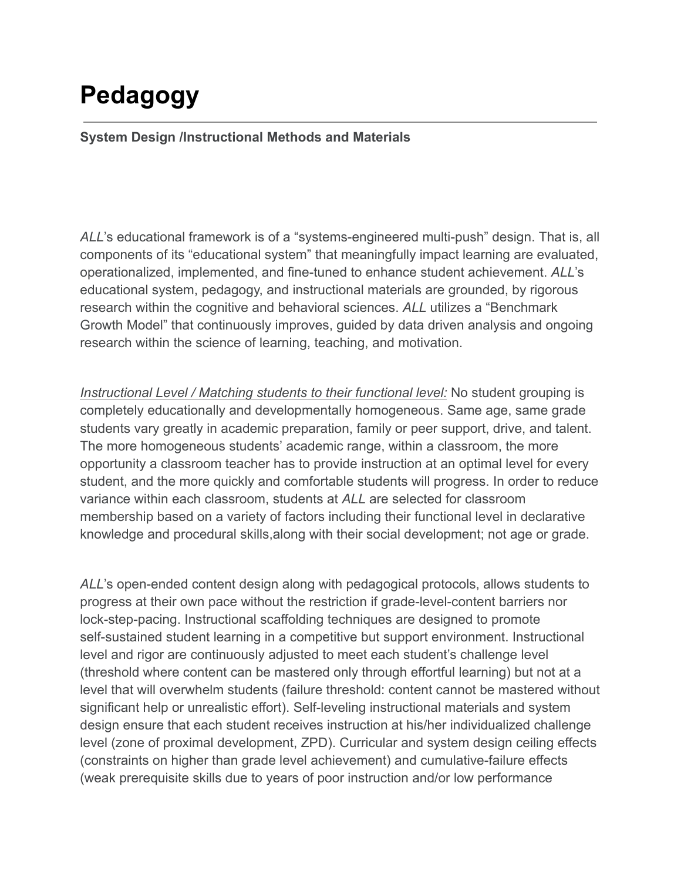# Pedagogy

**System Design /Instructional Methods and Materials**

*ALL*'s educational framework is of a "systems-engineered multi-push" design. That is, all components of its "educational system" that meaningfully impact learning are evaluated, operationalized, implemented, and fine-tuned to enhance student achievement. *ALL*'s educational system, pedagogy, and instructional materials are grounded, by rigorous research within the cognitive and behavioral sciences. *ALL* utilizes a "Benchmark Growth Model" that continuously improves, guided by data driven analysis and ongoing research within the science of learning, teaching, and motivation.

*Instructional Level / Matching students to their functional level:* No student grouping is completely educationally and developmentally homogeneous. Same age, same grade students vary greatly in academic preparation, family or peer support, drive, and talent. The more homogeneous students' academic range, within a classroom, the more opportunity a classroom teacher has to provide instruction at an optimal level for every student, and the more quickly and comfortable students will progress. In order to reduce variance within each classroom, students at *ALL* are selected for classroom membership based on a variety of factors including their functional level in declarative knowledge and procedural skills,along with their social development; not age or grade.

*ALL*'s open-ended content design along with pedagogical protocols, allows students to progress at their own pace without the restriction if grade-level-content barriers nor lock-step-pacing. Instructional scaffolding techniques are designed to promote self-sustained student learning in a competitive but support environment. Instructional level and rigor are continuously adjusted to meet each student's challenge level (threshold where content can be mastered only through effortful learning) but not at a level that will overwhelm students (failure threshold: content cannot be mastered without significant help or unrealistic effort). Self-leveling instructional materials and system design ensure that each student receives instruction at his/her individualized challenge level (zone of proximal development, ZPD). Curricular and system design ceiling effects (constraints on higher than grade level achievement) and cumulative-failure effects (weak prerequisite skills due to years of poor instruction and/or low performance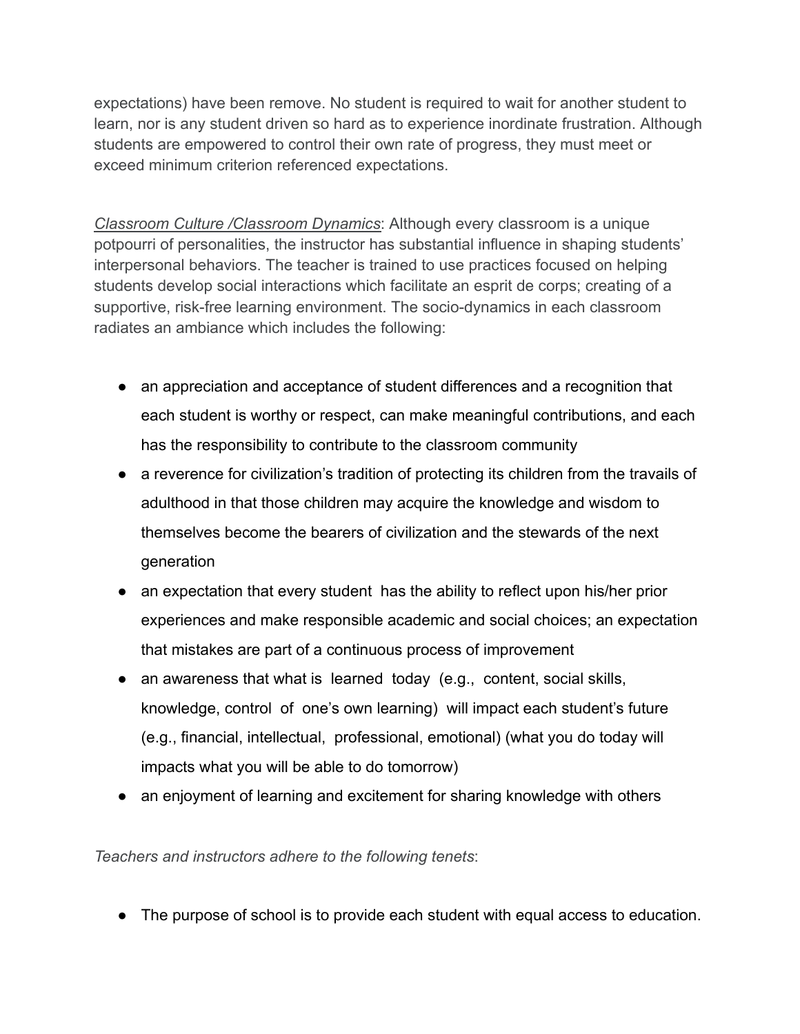expectations) have been remove. No student is required to wait for another student to learn, nor is any student driven so hard as to experience inordinate frustration. Although students are empowered to control their own rate of progress, they must meet or exceed minimum criterion referenced expectations.

_Classroom Culture /Classroom Dynamics_: Although every classroom is a unique potpourri of personalities, the instructor has substantial influence in shaping students' interpersonal behaviors. The teacher is trained to use practices focused on helping students develop social interactions which facilitate an esprit de corps; creating of a supportive, risk-free learning environment. The socio-dynamics in each classroom radiates an ambiance which includes the following:

- an appreciation and acceptance of student differences and a recognition that each student is worthy or respect, can make meaningful contributions, and each has the responsibility to contribute to the classroom community
- a reverence for civilization's tradition of protecting its children from the travails of adulthood in that those children may acquire the knowledge and wisdom to themselves become the bearers of civilization and the stewards of the next generation
- an expectation that every student has the ability to reflect upon his/her prior experiences and make responsible academic and social choices; an expectation that mistakes are part of a continuous process of improvement
- an awareness that what is learned today (e.g., content, social skills, knowledge, control of one's own learning) will impact each student's future (e.g., financial, intellectual, professional, emotional) (what you do today will impacts what you will be able to do tomorrow)
- an enjoyment of learning and excitement for sharing knowledge with others

*Teachers and instructors adhere to the following tenets*:

- The purpose of school is to provide each student with equal access to education.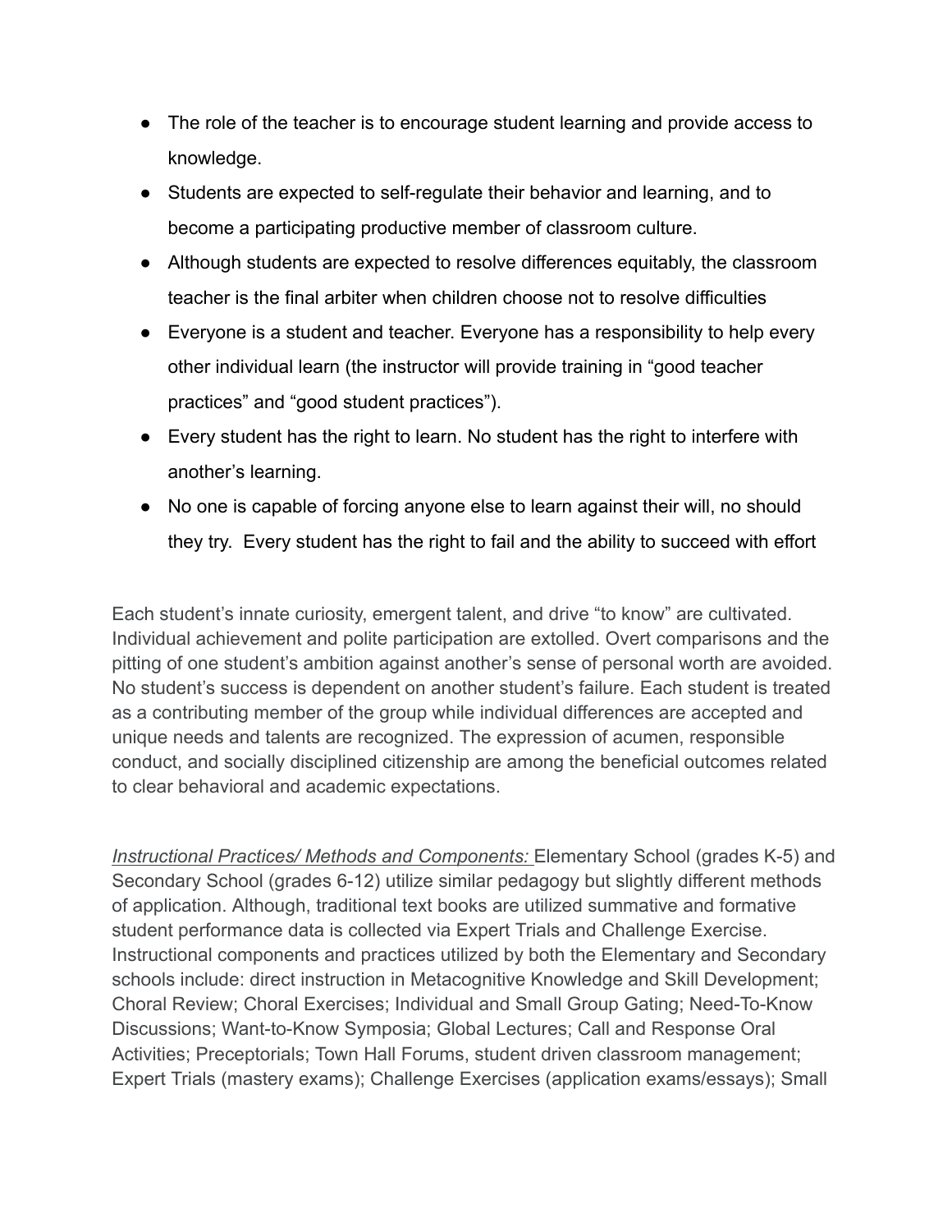- The role of the teacher is to encourage student learning and provide access to knowledge.
- Students are expected to self-regulate their behavior and learning, and to become a participating productive member of classroom culture.
- Although students are expected to resolve differences equitably, the classroom teacher is the final arbiter when children choose not to resolve difficulties
- Everyone is a student and teacher. Everyone has a responsibility to help every other individual learn (the instructor will provide training in "good teacher practices" and "good student practices").
- Every student has the right to learn. No student has the right to interfere with another's learning.
- No one is capable of forcing anyone else to learn against their will, no should they try.  Every student has the right to fail and the ability to succeed with effort

Each student's innate curiosity, emergent talent, and drive "to know" are cultivated. Individual achievement and polite participation are extolled. Overt comparisons and the pitting of one student's ambition against another's sense of personal worth are avoided. No student's success is dependent on another student's failure. Each student is treated as a contributing member of the group while individual differences are accepted and unique needs and talents are recognized. The expression of acumen, responsible conduct, and socially disciplined citizenship are among the beneficial outcomes related to clear behavioral and academic expectations.

*Instructional Practices/ Methods and Components:* Elementary School (grades K-5) and Secondary School (grades 6-12) utilize similar pedagogy but slightly different methods of application. Although, traditional text books are utilized summative and formative student performance data is collected via Expert Trials and Challenge Exercise. Instructional components and practices utilized by both the Elementary and Secondary schools include: direct instruction in Metacognitive Knowledge and Skill Development; Choral Review; Choral Exercises; Individual and Small Group Gating; Need-To-Know Discussions; Want-to-Know Symposia; Global Lectures; Call and Response Oral Activities; Preceptorials; Town Hall Forums, student driven classroom management; Expert Trials (mastery exams); Challenge Exercises (application exams/essays); Small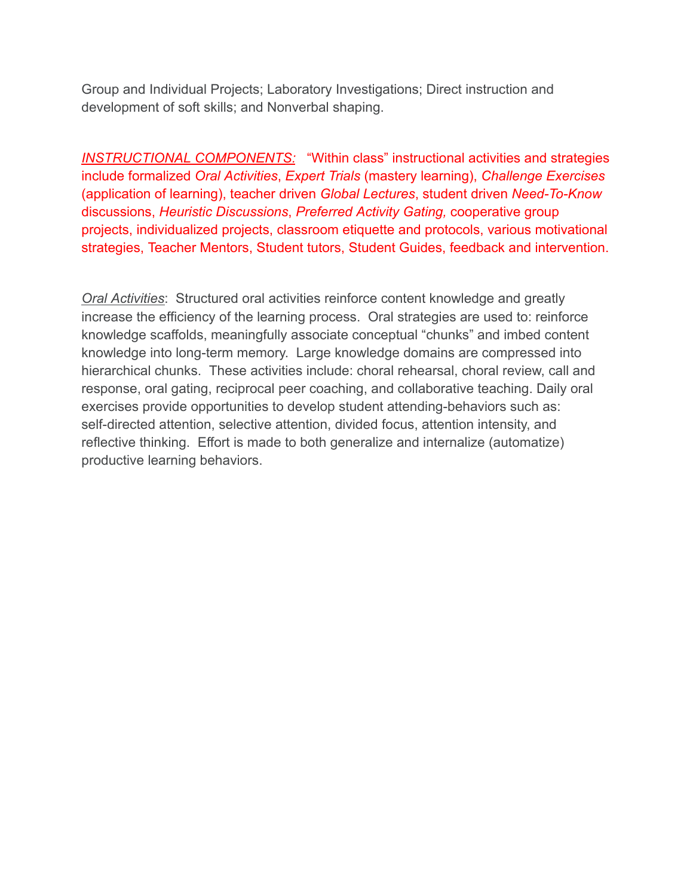Group and Individual Projects; Laboratory Investigations; Direct instruction and development of soft skills; and Nonverbal shaping.

*INSTRUCTIONAL COMPONENTS:* "Within class" instructional activities and strategies include formalized *Oral Activities*, *Expert Trials* (mastery learning), *Challenge Exercises* (application of learning), teacher driven *Global Lectures*, student driven *Need-To-Know* discussions, *Heuristic Discussions*, *Preferred Activity Gating,* cooperative group projects, individualized projects, classroom etiquette and protocols, various motivational strategies, Teacher Mentors, Student tutors, Student Guides, feedback and intervention.

*Oral Activities*: Structured oral activities reinforce content knowledge and greatly increase the efficiency of the learning process. Oral strategies are used to: reinforce knowledge scaffolds, meaningfully associate conceptual "chunks" and imbed content knowledge into long-term memory. Large knowledge domains are compressed into hierarchical chunks. These activities include: choral rehearsal, choral review, call and response, oral gating, reciprocal peer coaching, and collaborative teaching. Daily oral exercises provide opportunities to develop student attending-behaviors such as: self-directed attention, selective attention, divided focus, attention intensity, and reflective thinking. Effort is made to both generalize and internalize (automatize) productive learning behaviors.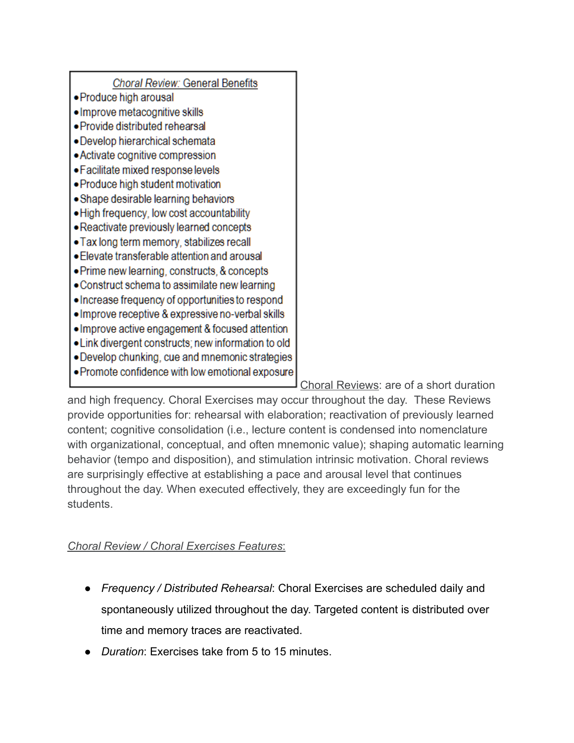*Choral Review:* General Benefits

- Produce high arousal
- Improve metacognitive skills
- Provide distributed rehearsal
- Develop hierarchical schemata
- Activate cognitive compression
- Facilitate mixed response levels
- Produce high student motivation
- Shape desirable learning behaviors
- High frequency, low cost accountability
- Reactivate previously learned concepts
- Tax long term memory, stabilizes recall
- Elevate transferable attention and arousal
- Prime new learning, constructs, & concepts
- Construct schema to assimilate new learning
- Increase frequency of opportunities to respond
- Improve receptive & expressive no-verbal skills
- Improve active engagement & focused attention
- Link divergent constructs; new information to old
- Develop chunking, cue and mnemonic strategies
- Promote confidence with low emotional exposure

Choral Reviews: are of a short duration and high frequency. Choral Exercises may occur throughout the day. These Reviews provide opportunities for: rehearsal with elaboration; reactivation of previously learned content; cognitive consolidation (i.e., lecture content is condensed into nomenclature with organizational, conceptual, and often mnemonic value); shaping automatic learning behavior (tempo and disposition), and stimulation intrinsic motivation. Choral reviews are surprisingly effective at establishing a pace and arousal level that continues throughout the day. When executed effectively, they are exceedingly fun for the students.

*Choral Review / Choral Exercises Features*:

- *Frequency / Distributed Rehearsal*: Choral Exercises are scheduled daily and spontaneously utilized throughout the day. Targeted content is distributed over time and memory traces are reactivated.
- *Duration*: Exercises take from 5 to 15 minutes.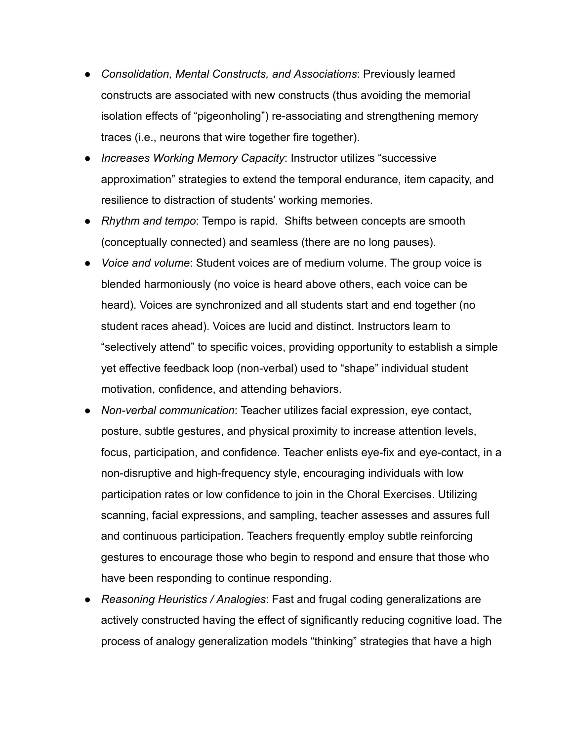- *Consolidation, Mental Constructs, and Associations*: Previously learned constructs are associated with new constructs (thus avoiding the memorial isolation effects of "pigeonholing") re-associating and strengthening memory traces (i.e., neurons that wire together fire together).
- *Increases Working Memory Capacity*: Instructor utilizes "successive approximation" strategies to extend the temporal endurance, item capacity, and resilience to distraction of students' working memories.
- *Rhythm and tempo*: Tempo is rapid. Shifts between concepts are smooth (conceptually connected) and seamless (there are no long pauses).
- *Voice and volume*: Student voices are of medium volume. The group voice is blended harmoniously (no voice is heard above others, each voice can be heard). Voices are synchronized and all students start and end together (no student races ahead). Voices are lucid and distinct. Instructors learn to "selectively attend" to specific voices, providing opportunity to establish a simple yet effective feedback loop (non-verbal) used to "shape" individual student motivation, confidence, and attending behaviors.
- *Non-verbal communication*: Teacher utilizes facial expression, eye contact, posture, subtle gestures, and physical proximity to increase attention levels, focus, participation, and confidence. Teacher enlists eye-fix and eye-contact, in a non-disruptive and high-frequency style, encouraging individuals with low participation rates or low confidence to join in the Choral Exercises. Utilizing scanning, facial expressions, and sampling, teacher assesses and assures full and continuous participation. Teachers frequently employ subtle reinforcing gestures to encourage those who begin to respond and ensure that those who have been responding to continue responding.
- *Reasoning Heuristics / Analogies*: Fast and frugal coding generalizations are actively constructed having the effect of significantly reducing cognitive load. The process of analogy generalization models "thinking" strategies that have a high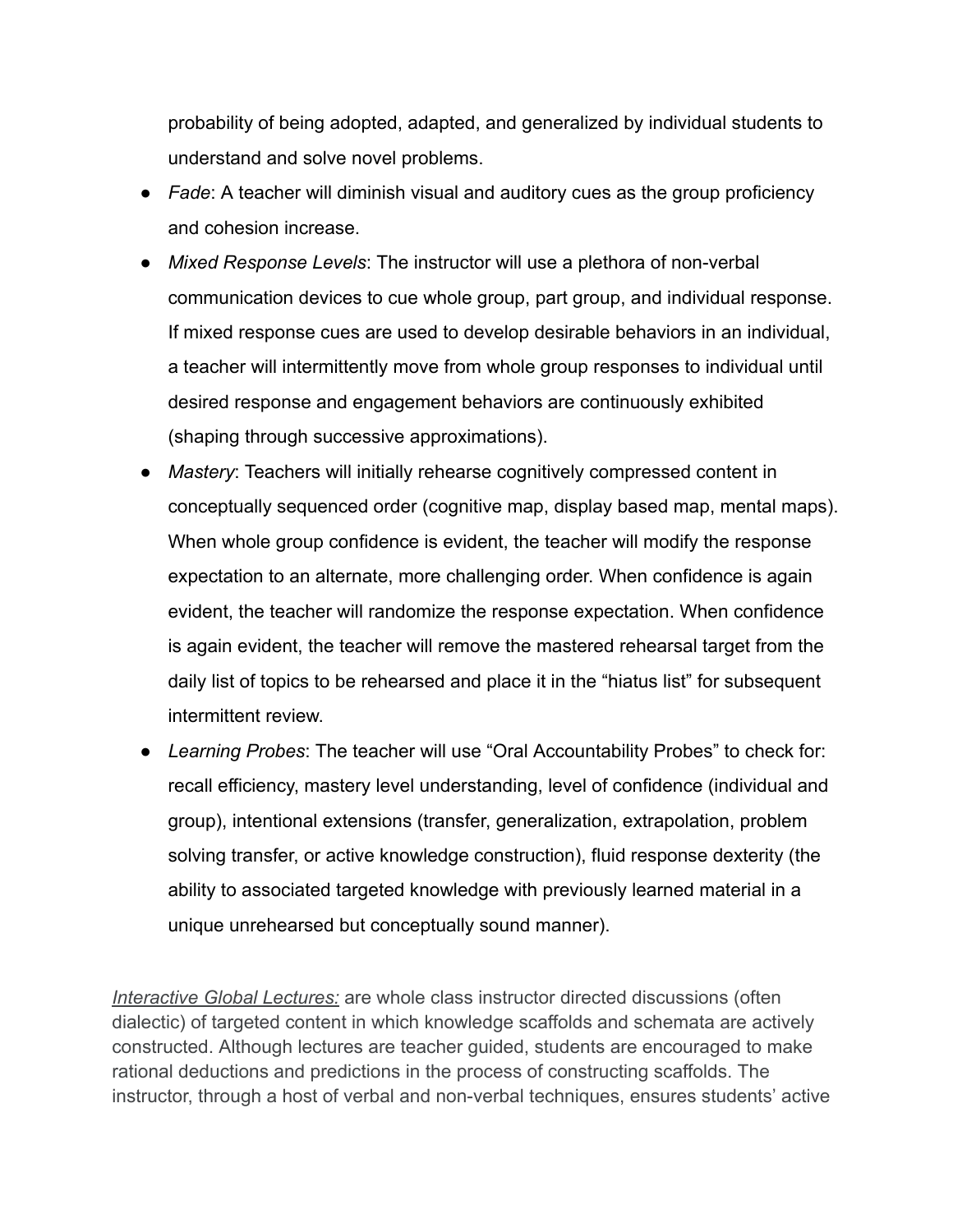probability of being adopted, adapted, and generalized by individual students to understand and solve novel problems.

- *Fade*: A teacher will diminish visual and auditory cues as the group proficiency and cohesion increase.
- *Mixed Response Levels*: The instructor will use a plethora of non-verbal communication devices to cue whole group, part group, and individual response. If mixed response cues are used to develop desirable behaviors in an individual, a teacher will intermittently move from whole group responses to individual until desired response and engagement behaviors are continuously exhibited (shaping through successive approximations).
- *Mastery*: Teachers will initially rehearse cognitively compressed content in conceptually sequenced order (cognitive map, display based map, mental maps). When whole group confidence is evident, the teacher will modify the response expectation to an alternate, more challenging order. When confidence is again evident, the teacher will randomize the response expectation. When confidence is again evident, the teacher will remove the mastered rehearsal target from the daily list of topics to be rehearsed and place it in the "hiatus list" for subsequent intermittent review.
- *Learning Probes*: The teacher will use "Oral Accountability Probes" to check for: recall efficiency, mastery level understanding, level of confidence (individual and group), intentional extensions (transfer, generalization, extrapolation, problem solving transfer, or active knowledge construction), fluid response dexterity (the ability to associated targeted knowledge with previously learned material in a unique unrehearsed but conceptually sound manner).

*Interactive Global Lectures:* are whole class instructor directed discussions (often dialectic) of targeted content in which knowledge scaffolds and schemata are actively constructed. Although lectures are teacher guided, students are encouraged to make rational deductions and predictions in the process of constructing scaffolds. The instructor, through a host of verbal and non-verbal techniques, ensures students' active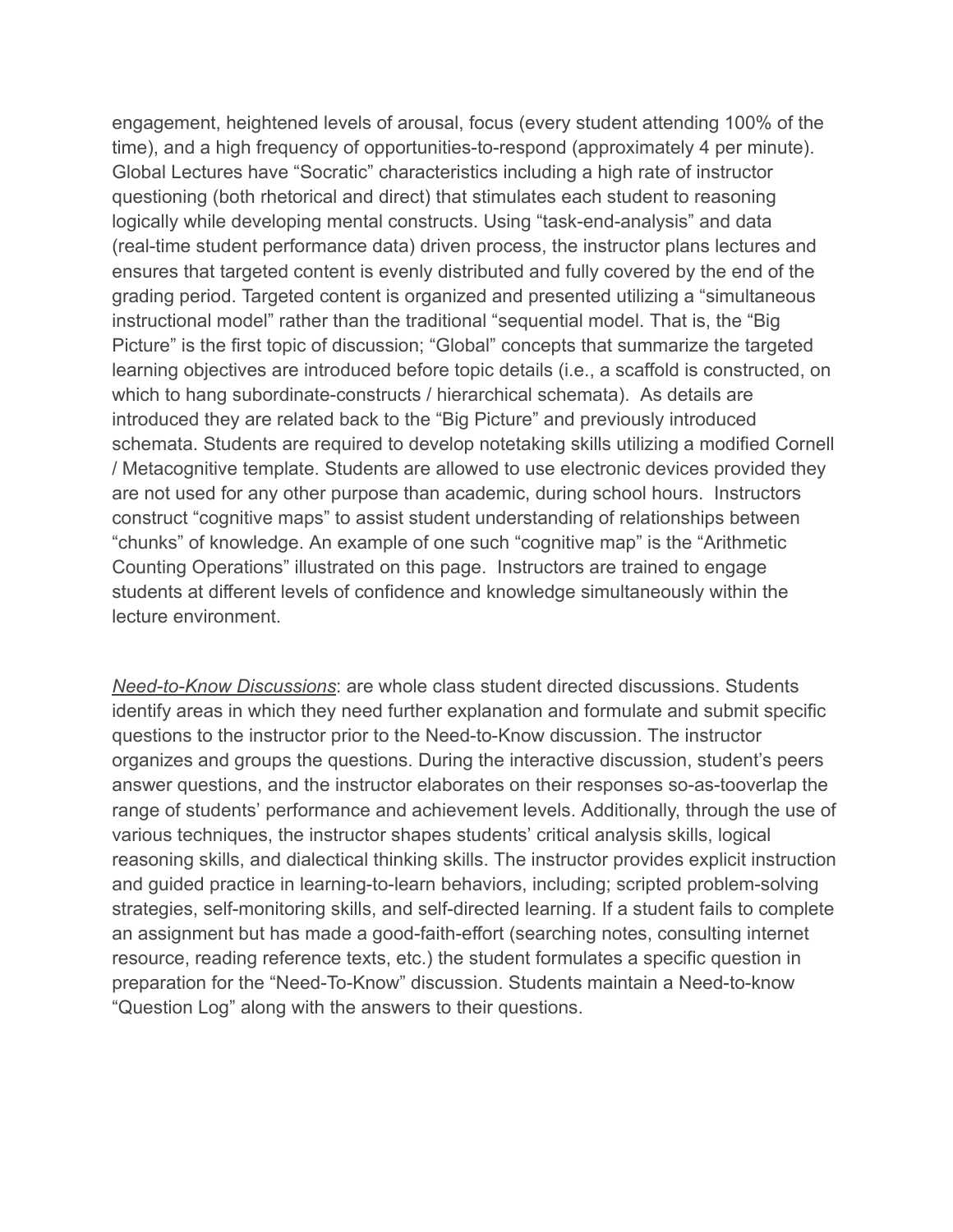engagement, heightened levels of arousal, focus (every student attending 100% of the time), and a high frequency of opportunities-to-respond (approximately 4 per minute). Global Lectures have "Socratic" characteristics including a high rate of instructor questioning (both rhetorical and direct) that stimulates each student to reasoning logically while developing mental constructs. Using "task-end-analysis" and data (real-time student performance data) driven process, the instructor plans lectures and ensures that targeted content is evenly distributed and fully covered by the end of the grading period. Targeted content is organized and presented utilizing a "simultaneous instructional model" rather than the traditional "sequential model. That is, the "Big Picture" is the first topic of discussion; "Global" concepts that summarize the targeted learning objectives are introduced before topic details (i.e., a scaffold is constructed, on which to hang subordinate-constructs / hierarchical schemata). As details are introduced they are related back to the "Big Picture" and previously introduced schemata. Students are required to develop notetaking skills utilizing a modified Cornell / Metacognitive template. Students are allowed to use electronic devices provided they are not used for any other purpose than academic, during school hours. Instructors construct "cognitive maps" to assist student understanding of relationships between "chunks" of knowledge. An example of one such "cognitive map" is the "Arithmetic Counting Operations" illustrated on this page. Instructors are trained to engage students at different levels of confidence and knowledge simultaneously within the lecture environment.

*Need-to-Know Discussions*: are whole class student directed discussions. Students identify areas in which they need further explanation and formulate and submit specific questions to the instructor prior to the Need-to-Know discussion. The instructor organizes and groups the questions. During the interactive discussion, student's peers answer questions, and the instructor elaborates on their responses so-as-tooverlap the range of students' performance and achievement levels. Additionally, through the use of various techniques, the instructor shapes students' critical analysis skills, logical reasoning skills, and dialectical thinking skills. The instructor provides explicit instruction and guided practice in learning-to-learn behaviors, including; scripted problem-solving strategies, self-monitoring skills, and self-directed learning. If a student fails to complete an assignment but has made a good-faith-effort (searching notes, consulting internet resource, reading reference texts, etc.) the student formulates a specific question in preparation for the "Need-To-Know" discussion. Students maintain a Need-to-know "Question Log" along with the answers to their questions.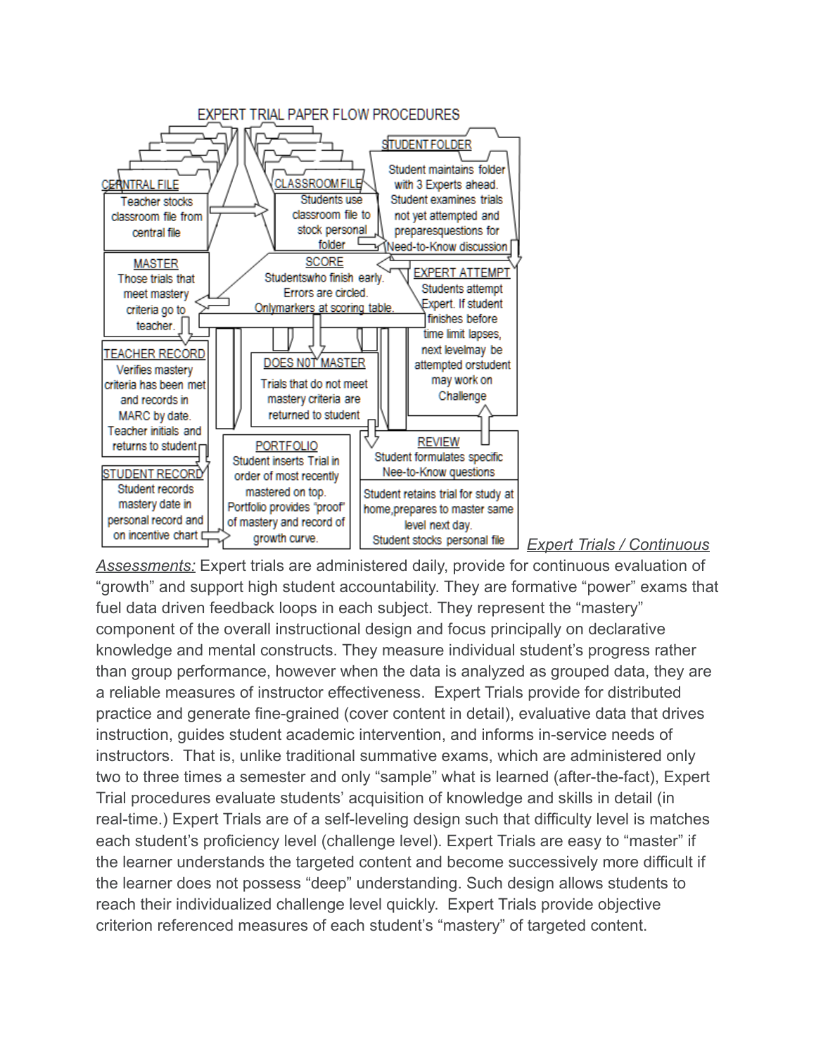EXPERT TRIAL PAPER FLOW PROCEDURES

CENTRAL FILE
Teacher stocks classroom file from central file

CLASSROOM FILE
Students use classroom file to stock personal folder

STUDENT FOLDER
Student maintains folder with 3 Experts ahead. Student examines trials not yet attempted and preparesquestions for Need-to-Know discussion

MASTER
Those trials that meet mastery criteria go to teacher.

SCORE
Studentswho finish early. Errors are circled. Onlymarkers at scoring table.

EXPERT ATTEMPT
Students attempt Expert. If student finishes before time limit lapses, next levelmay be attempted orstudent may work on Challenge

TEACHER RECORD
Verifies mastery criteria has been met and records in MARC by date. Teacher initials and returns to student

DOES NOT MASTER
Trials that do not meet mastery criteria are returned to student

STUDENT RECORD
Student records mastery date in personal record and on incentive chart

PORTFOLIO
Student inserts Trial in order of most recently mastered on top. Portfolio provides "proof" of mastery and record of growth curve.

REVIEW
Student formulates specific Nee-to-Know questions

Student retains trial for study at home,prepares to master same level next day. Student stocks personal file

*Expert Trials / Continuous Assessments:* Expert trials are administered daily, provide for continuous evaluation of "growth" and support high student accountability. They are formative "power" exams that fuel data driven feedback loops in each subject. They represent the "mastery" component of the overall instructional design and focus principally on declarative knowledge and mental constructs. They measure individual student's progress rather than group performance, however when the data is analyzed as grouped data, they are a reliable measures of instructor effectiveness. Expert Trials provide for distributed practice and generate fine-grained (cover content in detail), evaluative data that drives instruction, guides student academic intervention, and informs in-service needs of instructors. That is, unlike traditional summative exams, which are administered only two to three times a semester and only "sample" what is learned (after-the-fact), Expert Trial procedures evaluate students' acquisition of knowledge and skills in detail (in real-time.) Expert Trials are of a self-leveling design such that difficulty level is matches each student's proficiency level (challenge level). Expert Trials are easy to "master" if the learner understands the targeted content and become successively more difficult if the learner does not possess "deep" understanding. Such design allows students to reach their individualized challenge level quickly. Expert Trials provide objective criterion referenced measures of each student's "mastery" of targeted content.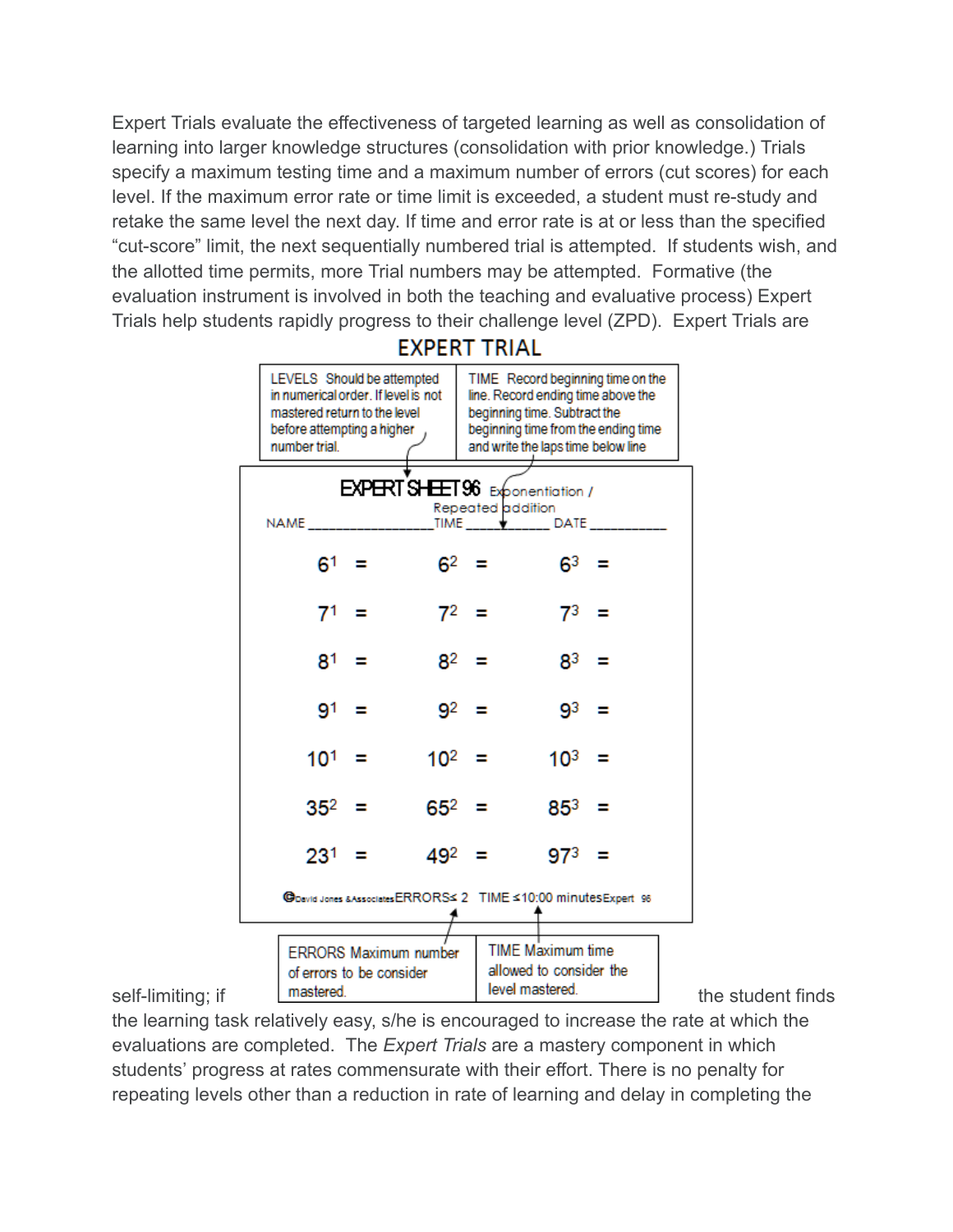Expert Trials evaluate the effectiveness of targeted learning as well as consolidation of learning into larger knowledge structures (consolidation with prior knowledge.) Trials specify a maximum testing time and a maximum number of errors (cut scores) for each level. If the maximum error rate or time limit is exceeded, a student must re-study and retake the same level the next day. If time and error rate is at or less than the specified "cut-score" limit, the next sequentially numbered trial is attempted. If students wish, and the allotted time permits, more Trial numbers may be attempted. Formative (the evaluation instrument is involved in both the teaching and evaluative process) Expert Trials help students rapidly progress to their challenge level (ZPD). Expert Trials are

**EXPERT TRIAL**

| LEVELS Should be attempted in numerical order. If level is not mastered return to the level before attempting a higher number trial. | TIME Record beginning time on the line. Record ending time above the beginning time. Subtract the beginning time from the ending time and write the laps time below line |
|---|---|

**EXPERT SHEET 96** Exponentiation / Repeated addition

NAME ________________ TIME ____________ DATE __________

| | | |
|---|---|---|
| $6^1$ = | $6^2$ = | $6^3$ = |
| $7^1$ = | $7^2$ = | $7^3$ = |
| $8^1$ = | $8^2$ = | $8^3$ = |
| $9^1$ = | $9^2$ = | $9^3$ = |
| $10^1$ = | $10^2$ = | $10^3$ = |
| $35^2$ = | $65^2$ = | $85^3$ = |
| $23^1$ = | $49^2$ = | $97^3$ = |

©David Jones &Associates ERRORS ≤ 2 TIME ≤ 10:00 minutes Expert 96

| ERRORS Maximum number of errors to be consider mastered. | TIME Maximum time allowed to consider the level mastered. |
|---|---|

self-limiting; if the student finds the learning task relatively easy, s/he is encouraged to increase the rate at which the evaluations are completed. The *Expert Trials* are a mastery component in which students' progress at rates commensurate with their effort. There is no penalty for repeating levels other than a reduction in rate of learning and delay in completing the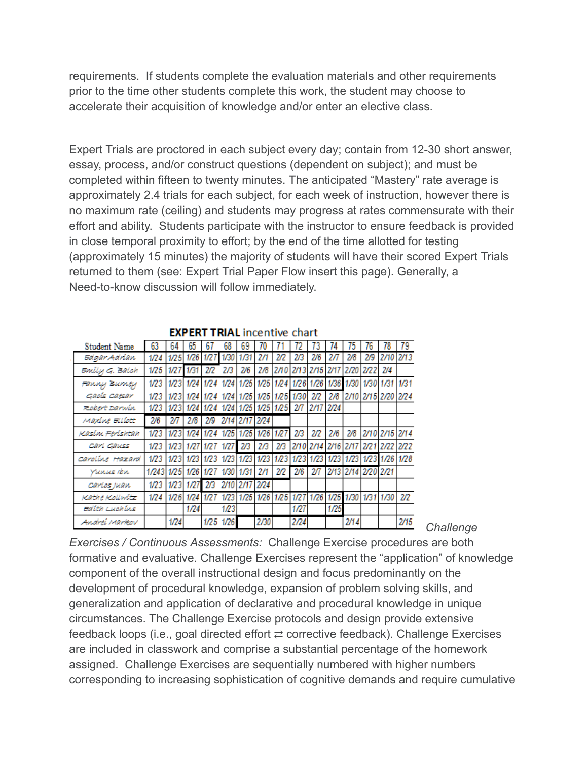requirements. If students complete the evaluation materials and other requirements prior to the time other students complete this work, the student may choose to accelerate their acquisition of knowledge and/or enter an elective class.

Expert Trials are proctored in each subject every day; contain from 12-30 short answer, essay, process, and/or construct questions (dependent on subject); and must be completed within fifteen to twenty minutes. The anticipated “Mastery” rate average is approximately 2.4 trials for each subject, for each week of instruction, however there is no maximum rate (ceiling) and students may progress at rates commensurate with their effort and ability. Students participate with the instructor to ensure feedback is provided in close temporal proximity to effort; by the end of the time allotted for testing (approximately 15 minutes) the majority of students will have their scored Expert Trials returned to them (see: Expert Trial Paper Flow insert this page). Generally, a Need-to-know discussion will follow immediately.

**EXPERT TRIAL** incentive chart

| Student Name | 63 | 64 | 65 | 67 | 68 | 69 | 70 | 71 | 72 | 73 | 74 | 75 | 76 | 78 | 79 |
|---|---|---|---|---|---|---|---|---|---|---|---|---|---|---|---|
| Edgar Adrian | 1/24 | 1/25 | 1/26 | 1/27 | 1/30 | 1/31 | 2/1 | 2/2 | 2/3 | 2/6 | 2/7 | 2/8 | 2/9 | 2/10 | 2/13 |
| Emily G. Balch | 1/25 | 1/27 | 1/31 | 2/2 | 2/3 | 2/6 | 2/8 | 2/10 | 2/13 | 2/15 | 2/17 | 2/20 | 2/22 | 2/4 | |
| Fanny Burney | 1/23 | 1/23 | 1/24 | 1/24 | 1/24 | 1/25 | 1/25 | 1/24 | 1/26 | 1/26 | 1/36 | 1/30 | 1/30 | 1/31 | 1/31 |
| Gaois Caesar | 1/23 | 1/23 | 1/24 | 1/24 | 1/24 | 1/25 | 1/25 | 1/25 | 1/30 | 2/2 | 2/8 | 2/10 | 2/15 | 2/20 | 2/24 |
| Robert Darwin | 1/23 | 1/23 | 1/24 | 1/24 | 1/24 | 1/25 | 1/25 | 1/25 | 2/7 | 2/17 | 2/24 | | | | |
| Maxine Elliott | 2/6 | 2/7 | 2/8 | 2/9 | 2/14 | 2/17 | 2/24 | | | | | | | | |
| Kasim Ferishtah | 1/23 | 1/23 | 1/24 | 1/24 | 1/25 | 1/25 | 1/26 | 1/27 | 2/3 | 2/2 | 2/6 | 2/8 | 2/10 | 2/15 | 2/14 |
| Carl Gauss | 1/23 | 1/23 | 1/27 | 1/27 | 1/27 | 2/3 | 2/3 | 2/3 | 2/10 | 2/14 | 2/16 | 2/17 | 2/21 | 2/22 | 2/22 |
| Caroline Hazard | 1/23 | 1/23 | 1/23 | 1/23 | 1/23 | 1/23 | 1/23 | 1/23 | 1/23 | 1/23 | 1/23 | 1/23 | 1/23 | 1/26 | 1/28 |
| Yunus Ibn | 1/243 | 1/25 | 1/26 | 1/27 | 1/30 | 1/31 | 2/1 | 2/2 | 2/6 | 2/7 | 2/13 | 2/14 | 2/20 | 2/21 | |
| Carlos Juan | 1/23 | 1/23 | 1/27 | 2/3 | 2/10 | 2/17 | 2/24 | | | | | | | | |
| Kathe Kollwitz | 1/24 | 1/26 | 1/24 | 1/27 | 1/23 | 1/25 | 1/26 | 1/25 | 1/27 | 1/26 | 1/25 | 1/30 | 1/31 | 1/30 | 2/2 |
| Edith Luchins | | | 1/24 | | 1/23 | | | | 1/27 | | 1/25 | | | | |
| Andrei Markov | | 1/24 | | 1/25 | 1/26 | | 2/30 | | 2/24 | | | 2/14 | | | 2/15 |

*Challenge Exercises / Continuous Assessments:* Challenge Exercise procedures are both formative and evaluative. Challenge Exercises represent the “application” of knowledge component of the overall instructional design and focus predominantly on the development of procedural knowledge, expansion of problem solving skills, and generalization and application of declarative and procedural knowledge in unique circumstances. The Challenge Exercise protocols and design provide extensive feedback loops (i.e., goal directed effort ⇄ corrective feedback). Challenge Exercises are included in classwork and comprise a substantial percentage of the homework assigned. Challenge Exercises are sequentially numbered with higher numbers corresponding to increasing sophistication of cognitive demands and require cumulative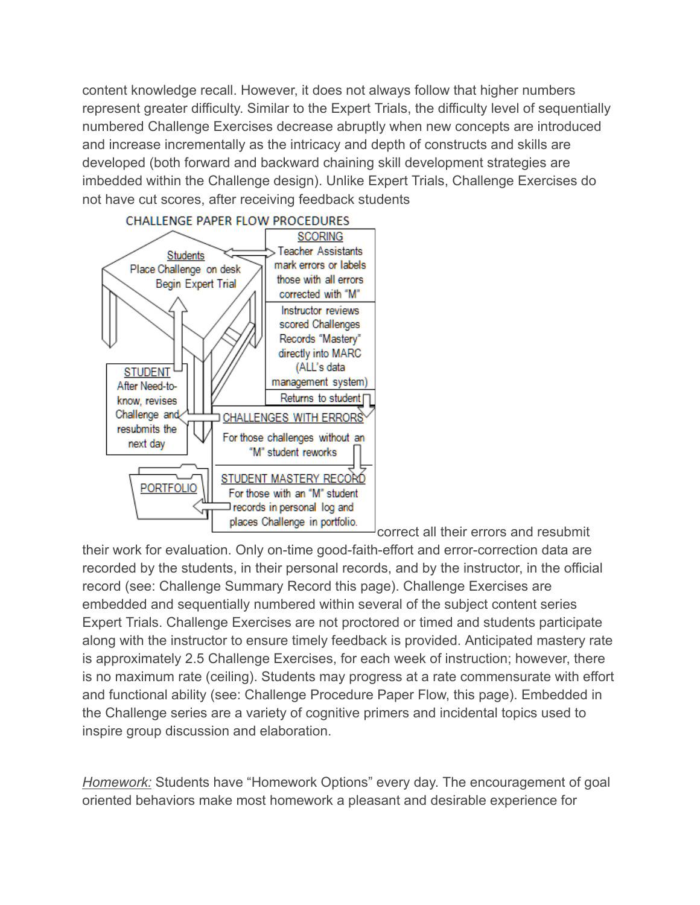content knowledge recall. However, it does not always follow that higher numbers represent greater difficulty. Similar to the Expert Trials, the difficulty level of sequentially numbered Challenge Exercises decrease abruptly when new concepts are introduced and increase incrementally as the intricacy and depth of constructs and skills are developed (both forward and backward chaining skill development strategies are imbedded within the Challenge design). Unlike Expert Trials, Challenge Exercises do not have cut scores, after receiving feedback students correct all their errors and resubmit their work for evaluation. Only on-time good-faith-effort and error-correction data are recorded by the students, in their personal records, and by the instructor, in the official record (see: Challenge Summary Record this page). Challenge Exercises are embedded and sequentially numbered within several of the subject content series Expert Trials. Challenge Exercises are not proctored or timed and students participate along with the instructor to ensure timely feedback is provided. Anticipated mastery rate is approximately 2.5 Challenge Exercises, for each week of instruction; however, there is no maximum rate (ceiling). Students may progress at a rate commensurate with effort and functional ability (see: Challenge Procedure Paper Flow, this page). Embedded in the Challenge series are a variety of cognitive primers and incidental topics used to inspire group discussion and elaboration.

**CHALLENGE PAPER FLOW PROCEDURES**

- Students: Place Challenge on desk. Begin Expert Trial
- SCORING: Teacher Assistants mark errors or labels those with all errors corrected with "M"
- Instructor reviews scored Challenges. Records "Mastery" directly into MARC (ALL's data management system)
- Returns to student
- CHALLENGES WITH ERRORS: For those challenges without an "M" student reworks
- STUDENT: After Need-to-know, revises Challenge and resubmits the next day
- STUDENT MASTERY RECORD: For those with an "M" student records in personal log and places Challenge in portfolio.
- PORTFOLIO

*Homework:* Students have "Homework Options" every day. The encouragement of goal oriented behaviors make most homework a pleasant and desirable experience for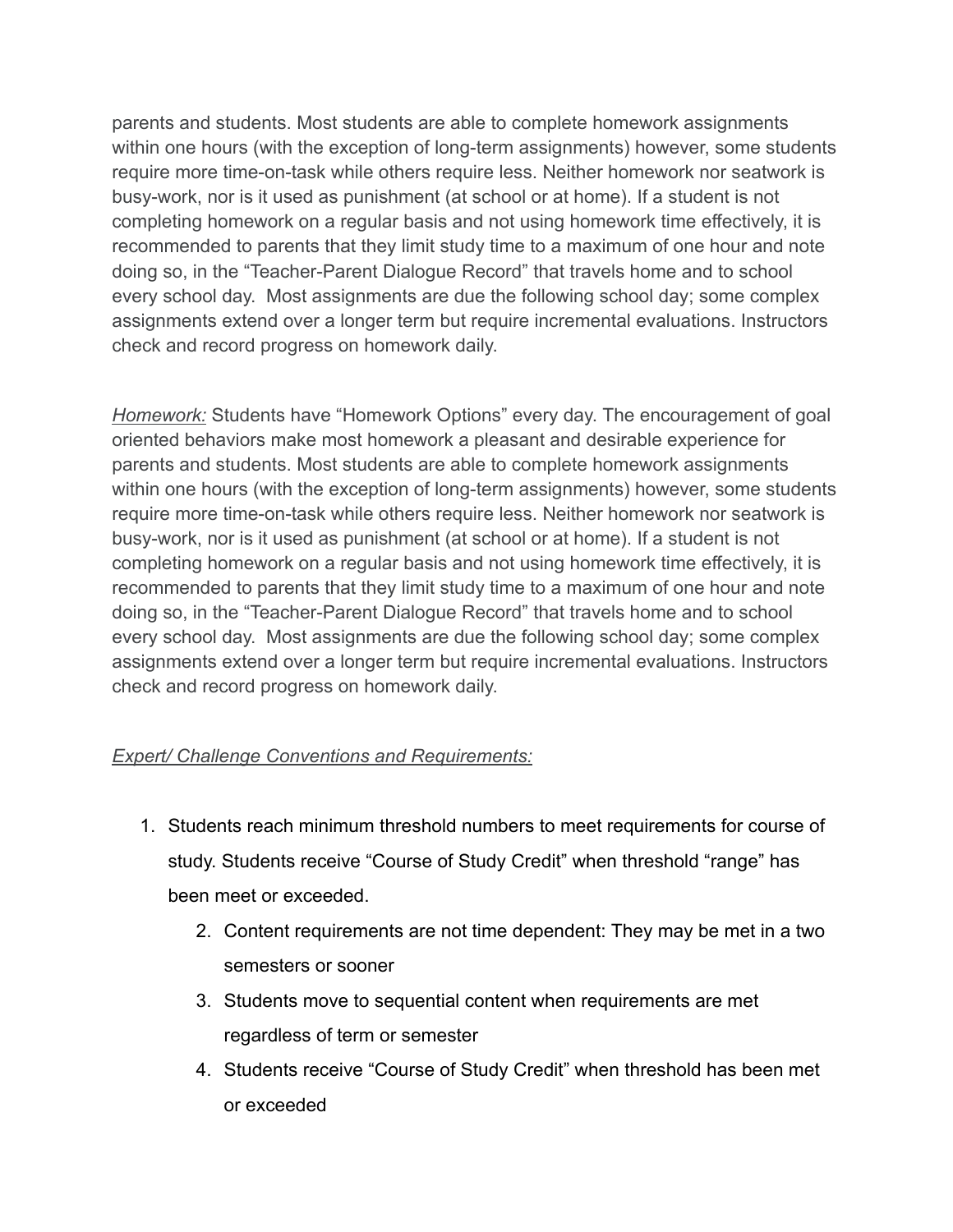parents and students. Most students are able to complete homework assignments within one hours (with the exception of long-term assignments) however, some students require more time-on-task while others require less. Neither homework nor seatwork is busy-work, nor is it used as punishment (at school or at home). If a student is not completing homework on a regular basis and not using homework time effectively, it is recommended to parents that they limit study time to a maximum of one hour and note doing so, in the "Teacher-Parent Dialogue Record" that travels home and to school every school day. Most assignments are due the following school day; some complex assignments extend over a longer term but require incremental evaluations. Instructors check and record progress on homework daily.

*Homework:* Students have "Homework Options" every day. The encouragement of goal oriented behaviors make most homework a pleasant and desirable experience for parents and students. Most students are able to complete homework assignments within one hours (with the exception of long-term assignments) however, some students require more time-on-task while others require less. Neither homework nor seatwork is busy-work, nor is it used as punishment (at school or at home). If a student is not completing homework on a regular basis and not using homework time effectively, it is recommended to parents that they limit study time to a maximum of one hour and note doing so, in the "Teacher-Parent Dialogue Record" that travels home and to school every school day. Most assignments are due the following school day; some complex assignments extend over a longer term but require incremental evaluations. Instructors check and record progress on homework daily.

*Expert/ Challenge Conventions and Requirements:*

1. Students reach minimum threshold numbers to meet requirements for course of study. Students receive "Course of Study Credit" when threshold "range" has been meet or exceeded.
   2. Content requirements are not time dependent: They may be met in a two semesters or sooner
   3. Students move to sequential content when requirements are met regardless of term or semester
   4. Students receive "Course of Study Credit" when threshold has been met or exceeded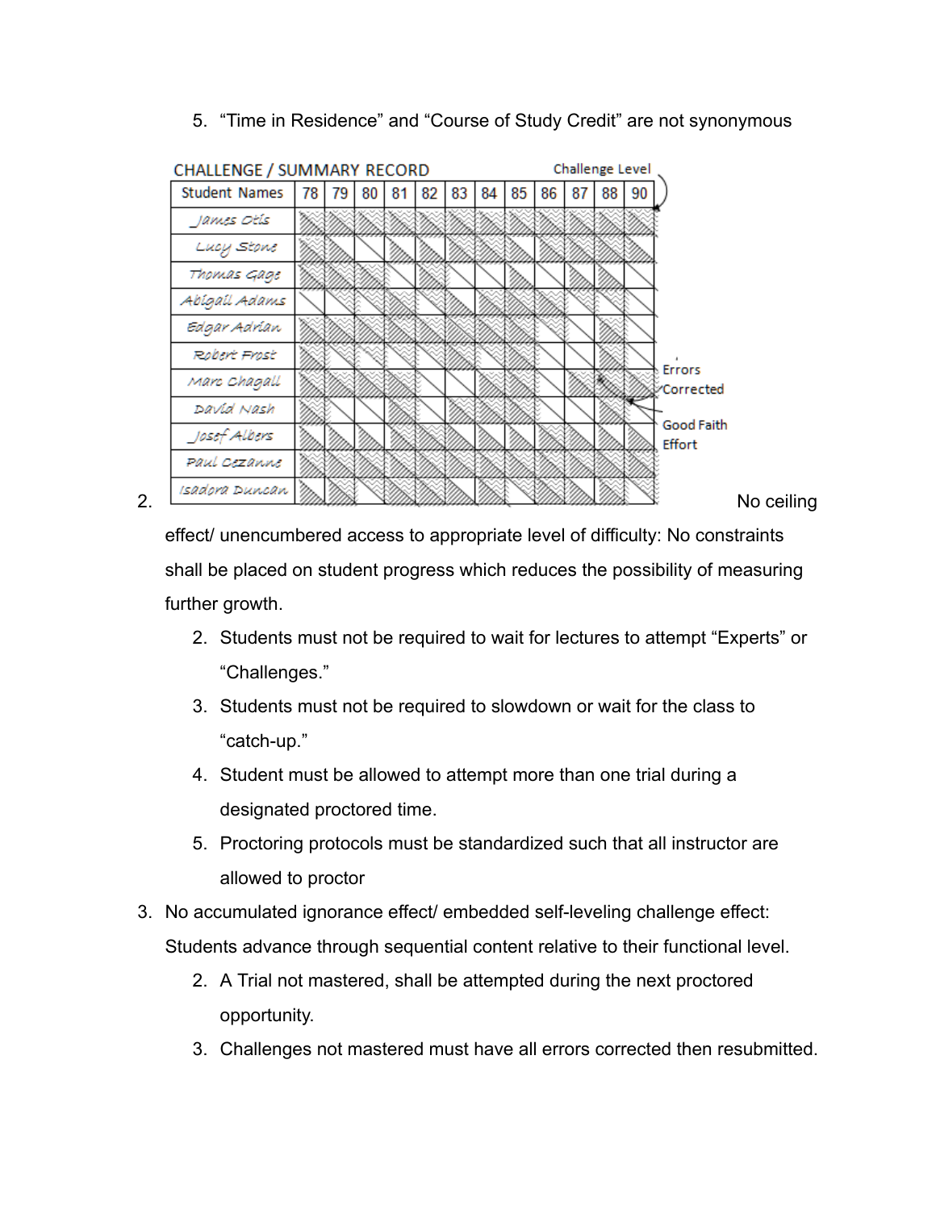5. "Time in Residence" and "Course of Study Credit" are not synonymous

**CHALLENGE / SUMMARY RECORD** — Challenge Level

| Student Names | 78 | 79 | 80 | 81 | 82 | 83 | 84 | 85 | 86 | 87 | 88 | 90 |
|---|---|---|---|---|---|---|---|---|---|---|---|---|
| James Otis | | | | | | | | | | | | |
| Lucy Stone | | | | | | | | | | | | |
| Thomas Gage | | | | | | | | | | | | |
| Abigail Adams | | | | | | | | | | | | |
| Edgar Adrian | | | | | | | | | | | | |
| Robert Frost | | | | | | | | | | | | |
| Marc Chagall | | | | | | | | | | | | |
| David Nash | | | | | | | | | | | | |
| Josef Albers | | | | | | | | | | | | |
| Paul Cezanne | | | | | | | | | | | | |
| Isadora Duncan | | | | | | | | | | | | |

Errors Corrected

Good Faith Effort

2. No ceiling effect/ unencumbered access to appropriate level of difficulty: No constraints shall be placed on student progress which reduces the possibility of measuring further growth.

   2. Students must not be required to wait for lectures to attempt "Experts" or "Challenges."
   3. Students must not be required to slowdown or wait for the class to "catch-up."
   4. Student must be allowed to attempt more than one trial during a designated proctored time.
   5. Proctoring protocols must be standardized such that all instructor are allowed to proctor

3. No accumulated ignorance effect/ embedded self-leveling challenge effect: Students advance through sequential content relative to their functional level.

   2. A Trial not mastered, shall be attempted during the next proctored opportunity.
   3. Challenges not mastered must have all errors corrected then resubmitted.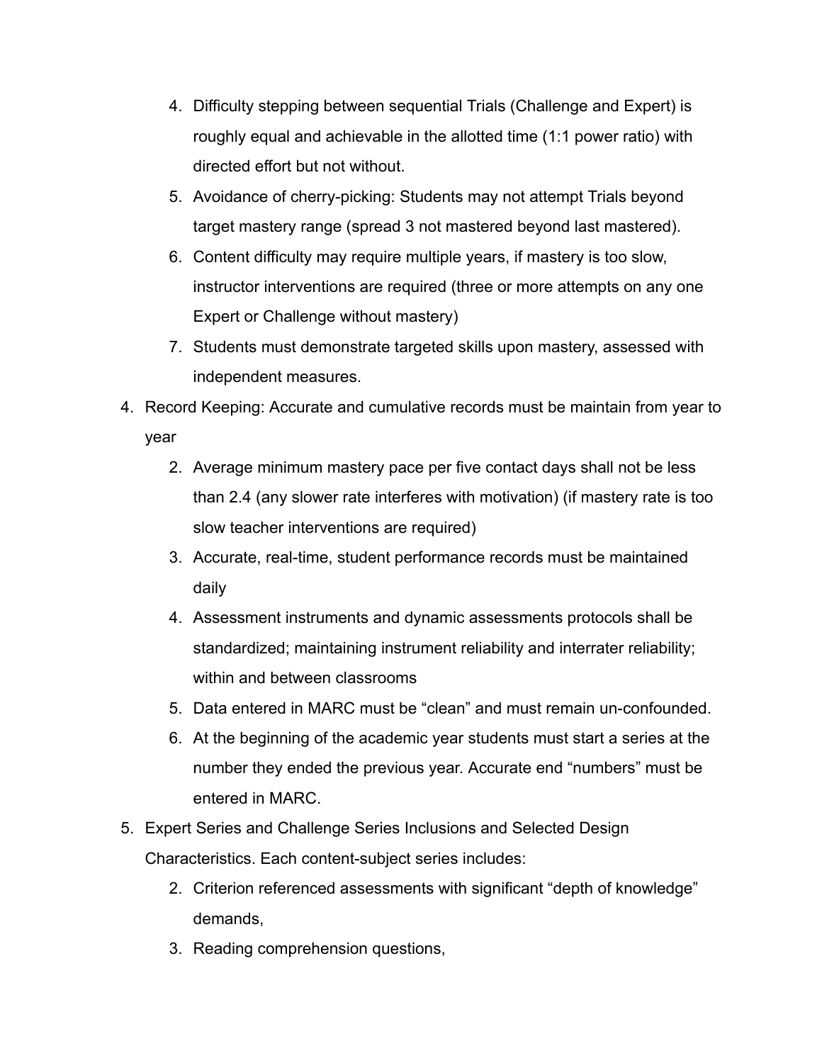4. Difficulty stepping between sequential Trials (Challenge and Expert) is roughly equal and achievable in the allotted time (1:1 power ratio) with directed effort but not without.
5. Avoidance of cherry-picking: Students may not attempt Trials beyond target mastery range (spread 3 not mastered beyond last mastered).
6. Content difficulty may require multiple years, if mastery is too slow, instructor interventions are required (three or more attempts on any one Expert or Challenge without mastery)
7. Students must demonstrate targeted skills upon mastery, assessed with independent measures.

4. Record Keeping: Accurate and cumulative records must be maintain from year to year
    2. Average minimum mastery pace per five contact days shall not be less than 2.4 (any slower rate interferes with motivation) (if mastery rate is too slow teacher interventions are required)
    3. Accurate, real-time, student performance records must be maintained daily
    4. Assessment instruments and dynamic assessments protocols shall be standardized; maintaining instrument reliability and interrater reliability; within and between classrooms
    5. Data entered in MARC must be “clean” and must remain un-confounded.
    6. At the beginning of the academic year students must start a series at the number they ended the previous year. Accurate end “numbers” must be entered in MARC.
5. Expert Series and Challenge Series Inclusions and Selected Design Characteristics. Each content-subject series includes:
    2. Criterion referenced assessments with significant “depth of knowledge” demands,
    3. Reading comprehension questions,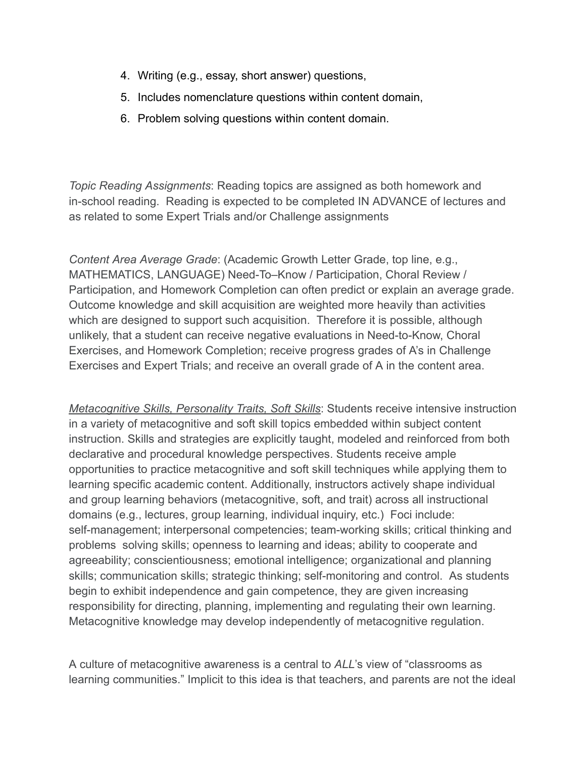4. Writing (e.g., essay, short answer) questions,
5. Includes nomenclature questions within content domain,
6. Problem solving questions within content domain.

*Topic Reading Assignments*: Reading topics are assigned as both homework and in-school reading. Reading is expected to be completed IN ADVANCE of lectures and as related to some Expert Trials and/or Challenge assignments

*Content Area Average Grade*: (Academic Growth Letter Grade, top line, e.g., MATHEMATICS, LANGUAGE) Need-To–Know / Participation, Choral Review / Participation, and Homework Completion can often predict or explain an average grade. Outcome knowledge and skill acquisition are weighted more heavily than activities which are designed to support such acquisition. Therefore it is possible, although unlikely, that a student can receive negative evaluations in Need-to-Know, Choral Exercises, and Homework Completion; receive progress grades of A's in Challenge Exercises and Expert Trials; and receive an overall grade of A in the content area.

<u>*Metacognitive Skills, Personality Traits, Soft Skills*</u>: Students receive intensive instruction in a variety of metacognitive and soft skill topics embedded within subject content instruction. Skills and strategies are explicitly taught, modeled and reinforced from both declarative and procedural knowledge perspectives. Students receive ample opportunities to practice metacognitive and soft skill techniques while applying them to learning specific academic content. Additionally, instructors actively shape individual and group learning behaviors (metacognitive, soft, and trait) across all instructional domains (e.g., lectures, group learning, individual inquiry, etc.) Foci include: self-management; interpersonal competencies; team-working skills; critical thinking and problems solving skills; openness to learning and ideas; ability to cooperate and agreeability; conscientiousness; emotional intelligence; organizational and planning skills; communication skills; strategic thinking; self-monitoring and control. As students begin to exhibit independence and gain competence, they are given increasing responsibility for directing, planning, implementing and regulating their own learning. Metacognitive knowledge may develop independently of metacognitive regulation.

A culture of metacognitive awareness is a central to *ALL*'s view of "classrooms as learning communities." Implicit to this idea is that teachers, and parents are not the ideal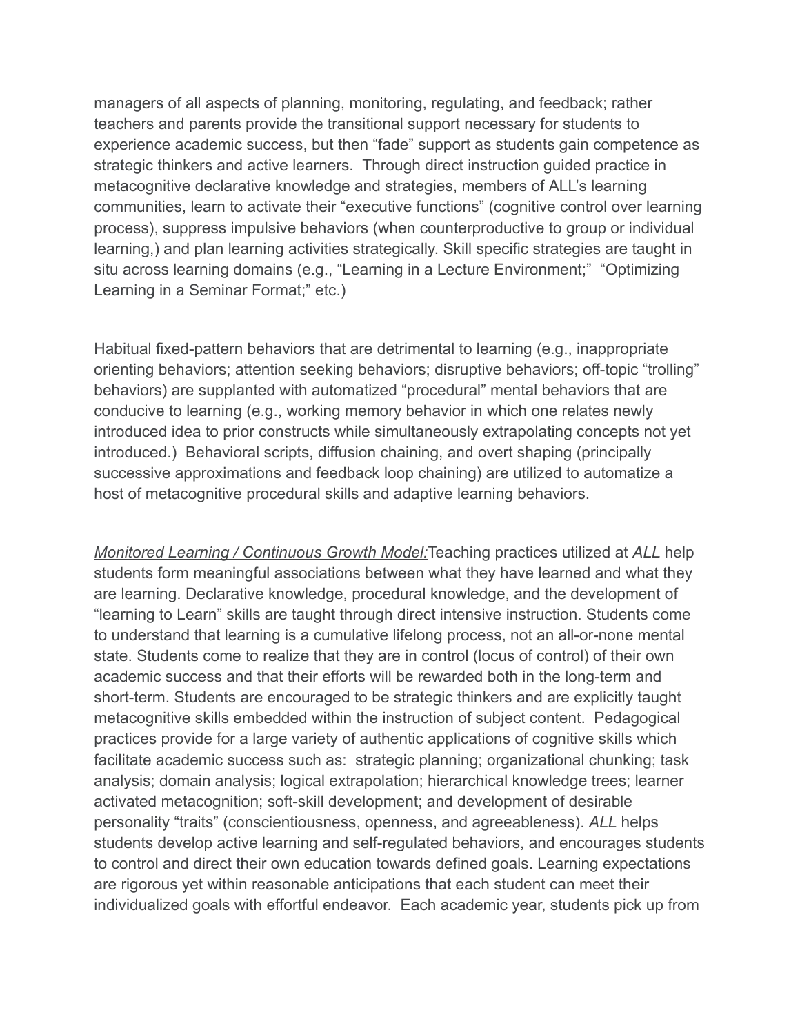managers of all aspects of planning, monitoring, regulating, and feedback; rather teachers and parents provide the transitional support necessary for students to experience academic success, but then "fade" support as students gain competence as strategic thinkers and active learners. Through direct instruction guided practice in metacognitive declarative knowledge and strategies, members of ALL's learning communities, learn to activate their "executive functions" (cognitive control over learning process), suppress impulsive behaviors (when counterproductive to group or individual learning,) and plan learning activities strategically. Skill specific strategies are taught in situ across learning domains (e.g., "Learning in a Lecture Environment;" "Optimizing Learning in a Seminar Format;" etc.)

Habitual fixed-pattern behaviors that are detrimental to learning (e.g., inappropriate orienting behaviors; attention seeking behaviors; disruptive behaviors; off-topic "trolling" behaviors) are supplanted with automatized "procedural" mental behaviors that are conducive to learning (e.g., working memory behavior in which one relates newly introduced idea to prior constructs while simultaneously extrapolating concepts not yet introduced.) Behavioral scripts, diffusion chaining, and overt shaping (principally successive approximations and feedback loop chaining) are utilized to automatize a host of metacognitive procedural skills and adaptive learning behaviors.

*<u>Monitored Learning / Continuous Growth Model:</u>*Teaching practices utilized at *ALL* help students form meaningful associations between what they have learned and what they are learning. Declarative knowledge, procedural knowledge, and the development of "learning to Learn" skills are taught through direct intensive instruction. Students come to understand that learning is a cumulative lifelong process, not an all-or-none mental state. Students come to realize that they are in control (locus of control) of their own academic success and that their efforts will be rewarded both in the long-term and short-term. Students are encouraged to be strategic thinkers and are explicitly taught metacognitive skills embedded within the instruction of subject content. Pedagogical practices provide for a large variety of authentic applications of cognitive skills which facilitate academic success such as: strategic planning; organizational chunking; task analysis; domain analysis; logical extrapolation; hierarchical knowledge trees; learner activated metacognition; soft-skill development; and development of desirable personality "traits" (conscientiousness, openness, and agreeableness). *ALL* helps students develop active learning and self-regulated behaviors, and encourages students to control and direct their own education towards defined goals. Learning expectations are rigorous yet within reasonable anticipations that each student can meet their individualized goals with effortful endeavor. Each academic year, students pick up from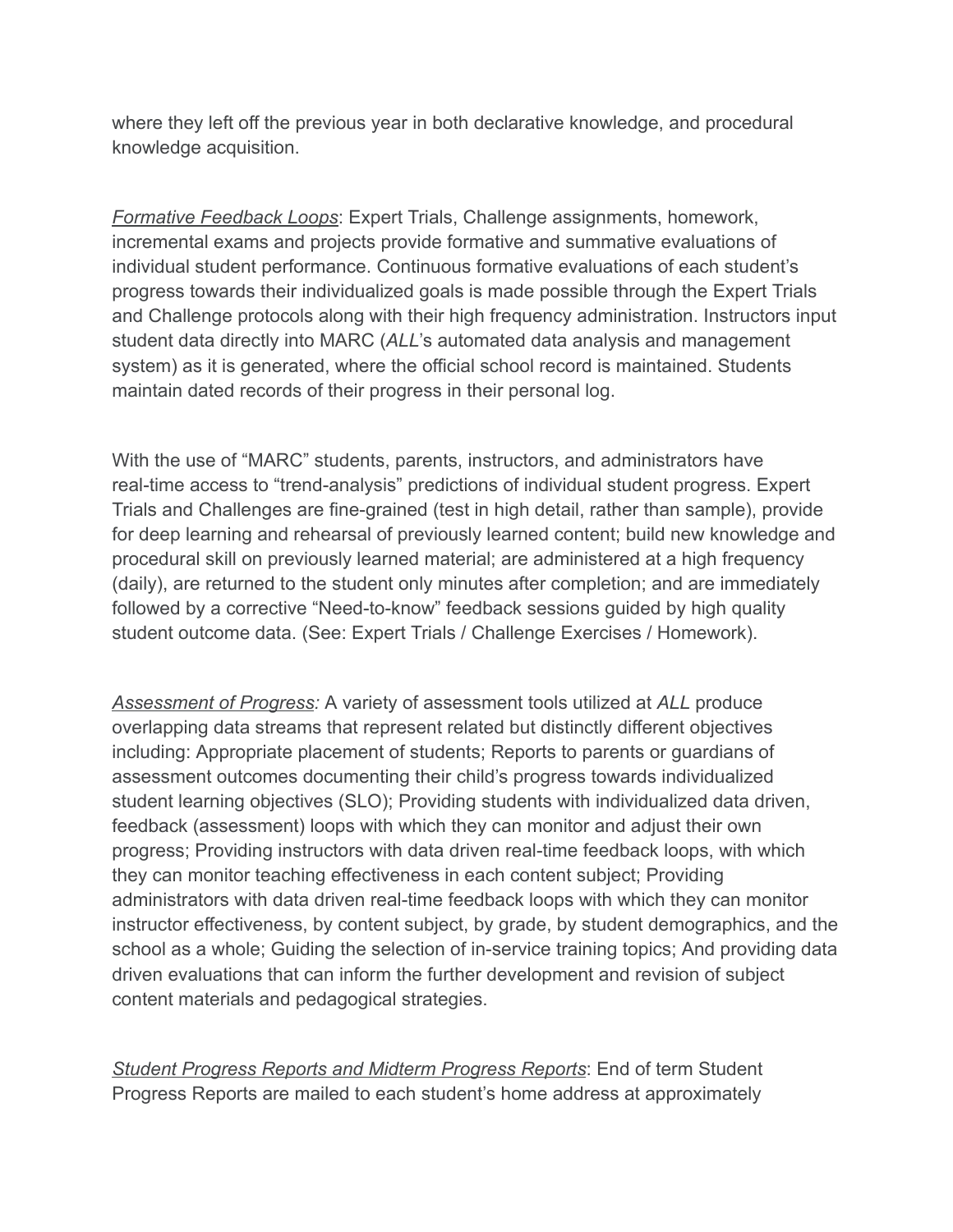where they left off the previous year in both declarative knowledge, and procedural knowledge acquisition.

*Formative Feedback Loops*: Expert Trials, Challenge assignments, homework, incremental exams and projects provide formative and summative evaluations of individual student performance. Continuous formative evaluations of each student's progress towards their individualized goals is made possible through the Expert Trials and Challenge protocols along with their high frequency administration. Instructors input student data directly into MARC (*ALL*'s automated data analysis and management system) as it is generated, where the official school record is maintained. Students maintain dated records of their progress in their personal log.

With the use of "MARC" students, parents, instructors, and administrators have real-time access to "trend-analysis" predictions of individual student progress. Expert Trials and Challenges are fine-grained (test in high detail, rather than sample), provide for deep learning and rehearsal of previously learned content; build new knowledge and procedural skill on previously learned material; are administered at a high frequency (daily), are returned to the student only minutes after completion; and are immediately followed by a corrective "Need-to-know" feedback sessions guided by high quality student outcome data. (See: Expert Trials / Challenge Exercises / Homework).

*Assessment of Progress:* A variety of assessment tools utilized at *ALL* produce overlapping data streams that represent related but distinctly different objectives including: Appropriate placement of students; Reports to parents or guardians of assessment outcomes documenting their child's progress towards individualized student learning objectives (SLO); Providing students with individualized data driven, feedback (assessment) loops with which they can monitor and adjust their own progress; Providing instructors with data driven real-time feedback loops, with which they can monitor teaching effectiveness in each content subject; Providing administrators with data driven real-time feedback loops with which they can monitor instructor effectiveness, by content subject, by grade, by student demographics, and the school as a whole; Guiding the selection of in-service training topics; And providing data driven evaluations that can inform the further development and revision of subject content materials and pedagogical strategies.

*Student Progress Reports and Midterm Progress Reports*: End of term Student Progress Reports are mailed to each student's home address at approximately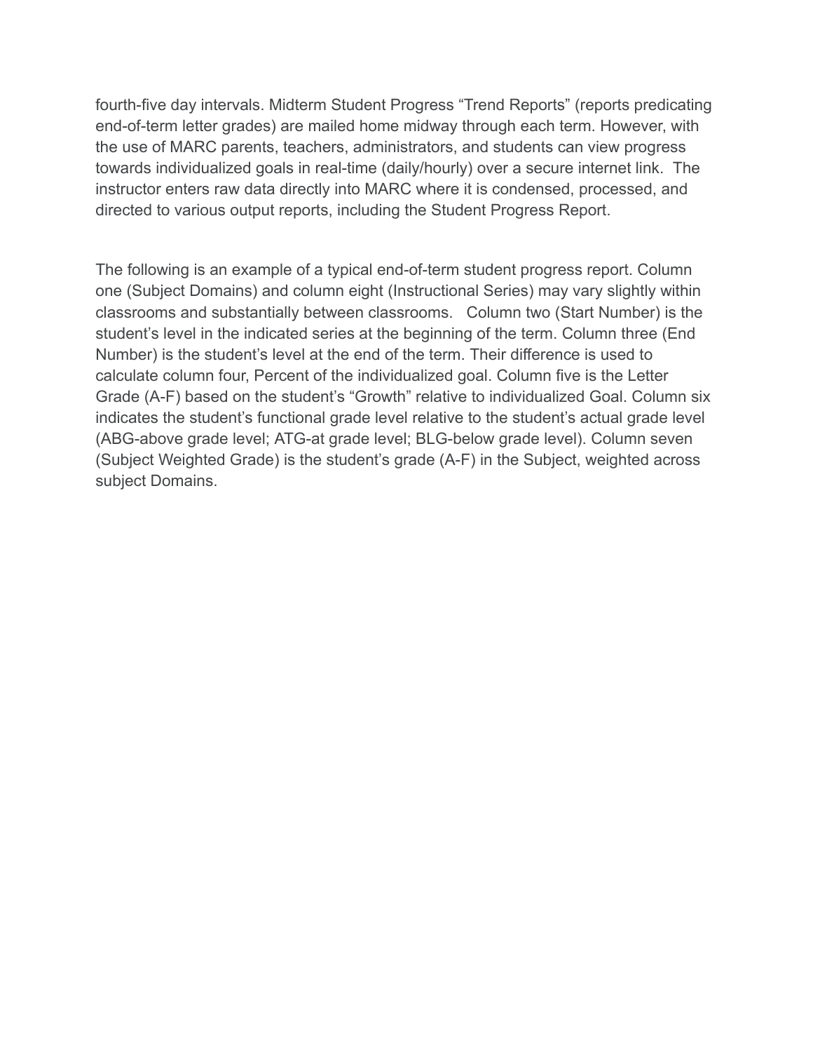fourth-five day intervals. Midterm Student Progress “Trend Reports” (reports predicating end-of-term letter grades) are mailed home midway through each term. However, with the use of MARC parents, teachers, administrators, and students can view progress towards individualized goals in real-time (daily/hourly) over a secure internet link. The instructor enters raw data directly into MARC where it is condensed, processed, and directed to various output reports, including the Student Progress Report.

The following is an example of a typical end-of-term student progress report. Column one (Subject Domains) and column eight (Instructional Series) may vary slightly within classrooms and substantially between classrooms. Column two (Start Number) is the student’s level in the indicated series at the beginning of the term. Column three (End Number) is the student’s level at the end of the term. Their difference is used to calculate column four, Percent of the individualized goal. Column five is the Letter Grade (A-F) based on the student’s “Growth” relative to individualized Goal. Column six indicates the student’s functional grade level relative to the student’s actual grade level (ABG-above grade level; ATG-at grade level; BLG-below grade level). Column seven (Subject Weighted Grade) is the student’s grade (A-F) in the Subject, weighted across subject Domains.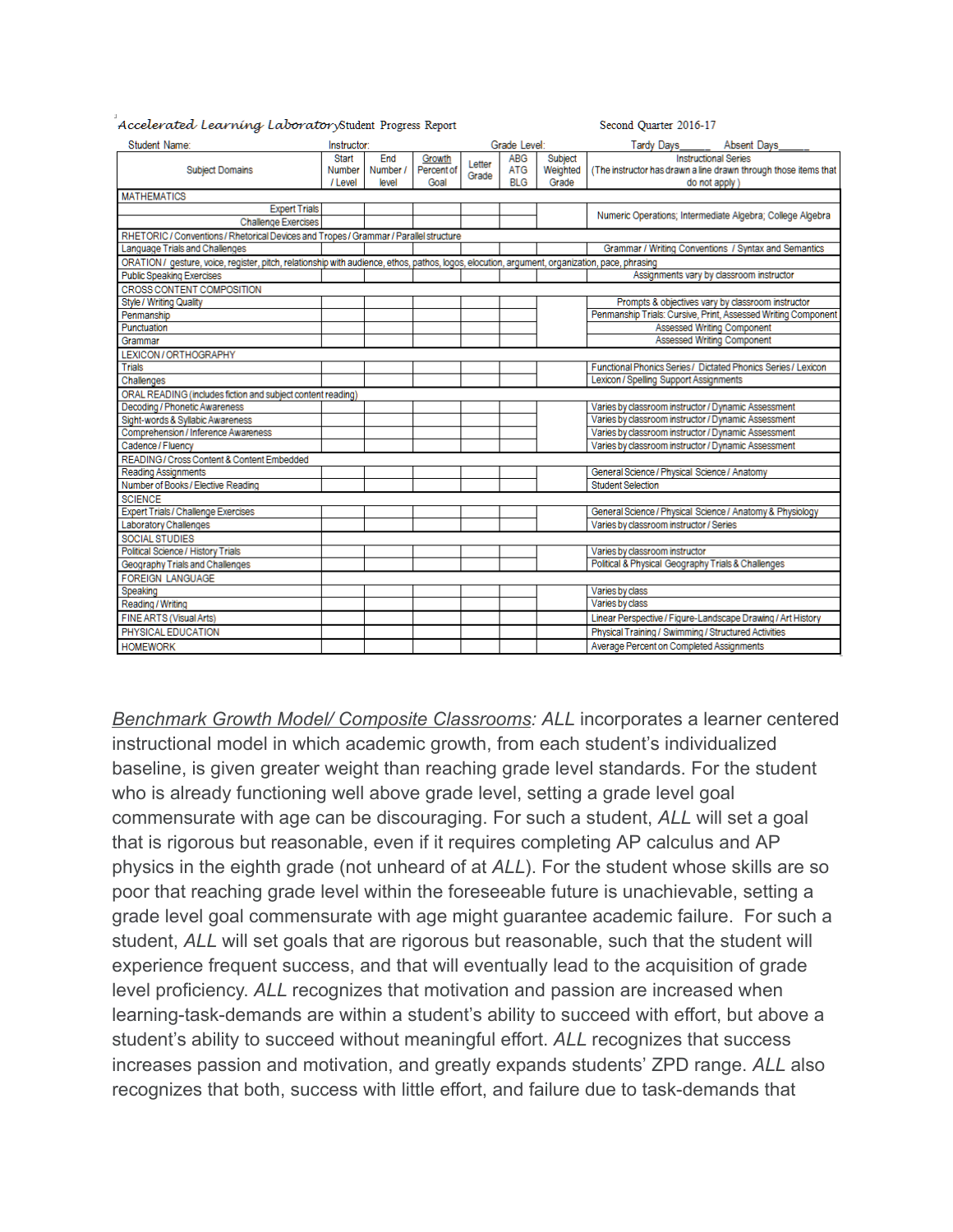*Accelerated Learning Laboratory* Student Progress Report Second Quarter 2016-17

Student Name: Instructor: Grade Level: Tardy Days_____ Absent Days_____

| Subject Domains | Start Number / Level | End Number / level | Growth Percent of Goal | Letter Grade | ABG ATG BLG | Subject Weighted Grade | Instructional Series (The instructor has drawn a line drawn through those items that do not apply) |
|---|---|---|---|---|---|---|---|
| MATHEMATICS | | | | | | | |
| Expert Trials | | | | | | | Numeric Operations; Intermediate Algebra; College Algebra |
| Challenge Exercises | | | | | | | |
| RHETORIC / Conventions / Rhetorical Devices and Tropes / Grammar / Parallel structure | | | | | | | |
| Language Trials and Challenges | | | | | | | Grammar / Writing Conventions / Syntax and Semantics |
| ORATION / gesture, voice, register, pitch, relationship with audience, ethos, pathos, logos, elocution, argument, organization, pace, phrasing | | | | | | | |
| Public Speaking Exercises | | | | | | | Assignments vary by classroom instructor |
| CROSS CONTENT COMPOSITION | | | | | | | |
| Style / Writing Quality | | | | | | | Prompts & objectives vary by classroom instructor |
| Penmanship | | | | | | | Penmanship Trials: Cursive, Print, Assessed Writing Component |
| Punctuation | | | | | | | Assessed Writing Component |
| Grammar | | | | | | | Assessed Writing Component |
| LEXICON / ORTHOGRAPHY | | | | | | | |
| Trials | | | | | | | Functional Phonics Series / Dictated Phonics Series / Lexicon |
| Challenges | | | | | | | Lexicon / Spelling Support Assignments |
| ORAL READING (includes fiction and subject content reading) | | | | | | | |
| Decoding / Phonetic Awareness | | | | | | | Varies by classroom instructor / Dynamic Assessment |
| Sight-words & Syllabic Awareness | | | | | | | Varies by classroom instructor / Dynamic Assessment |
| Comprehension / Inference Awareness | | | | | | | Varies by classroom instructor / Dynamic Assessment |
| Cadence / Fluency | | | | | | | Varies by classroom instructor / Dynamic Assessment |
| READING / Cross Content & Content Embedded | | | | | | | |
| Reading Assignments | | | | | | | General Science / Physical Science / Anatomy |
| Number of Books / Elective Reading | | | | | | | Student Selection |
| SCIENCE | | | | | | | |
| Expert Trials / Challenge Exercises | | | | | | | General Science / Physical Science / Anatomy & Physiology |
| Laboratory Challenges | | | | | | | Varies by classroom instructor / Series |
| SOCIAL STUDIES | | | | | | | |
| Political Science / History Trials | | | | | | | Varies by classroom instructor |
| Geography Trials and Challenges | | | | | | | Political & Physical Geography Trials & Challenges |
| FOREIGN LANGUAGE | | | | | | | |
| Speaking | | | | | | | Varies by class |
| Reading / Writing | | | | | | | Varies by class |
| FINE ARTS (Visual Arts) | | | | | | | Linear Perspective / Figure-Landscape Drawing / Art History |
| PHYSICAL EDUCATION | | | | | | | Physical Training / Swimming / Structured Activities |
| HOMEWORK | | | | | | | Average Percent on Completed Assignments |

_Benchmark Growth Model/ Composite Classrooms_: *ALL* incorporates a learner centered instructional model in which academic growth, from each student's individualized baseline, is given greater weight than reaching grade level standards. For the student who is already functioning well above grade level, setting a grade level goal commensurate with age can be discouraging. For such a student, *ALL* will set a goal that is rigorous but reasonable, even if it requires completing AP calculus and AP physics in the eighth grade (not unheard of at *ALL*). For the student whose skills are so poor that reaching grade level within the foreseeable future is unachievable, setting a grade level goal commensurate with age might guarantee academic failure. For such a student, *ALL* will set goals that are rigorous but reasonable, such that the student will experience frequent success, and that will eventually lead to the acquisition of grade level proficiency. *ALL* recognizes that motivation and passion are increased when learning-task-demands are within a student's ability to succeed with effort, but above a student's ability to succeed without meaningful effort. *ALL* recognizes that success increases passion and motivation, and greatly expands students' ZPD range. *ALL* also recognizes that both, success with little effort, and failure due to task-demands that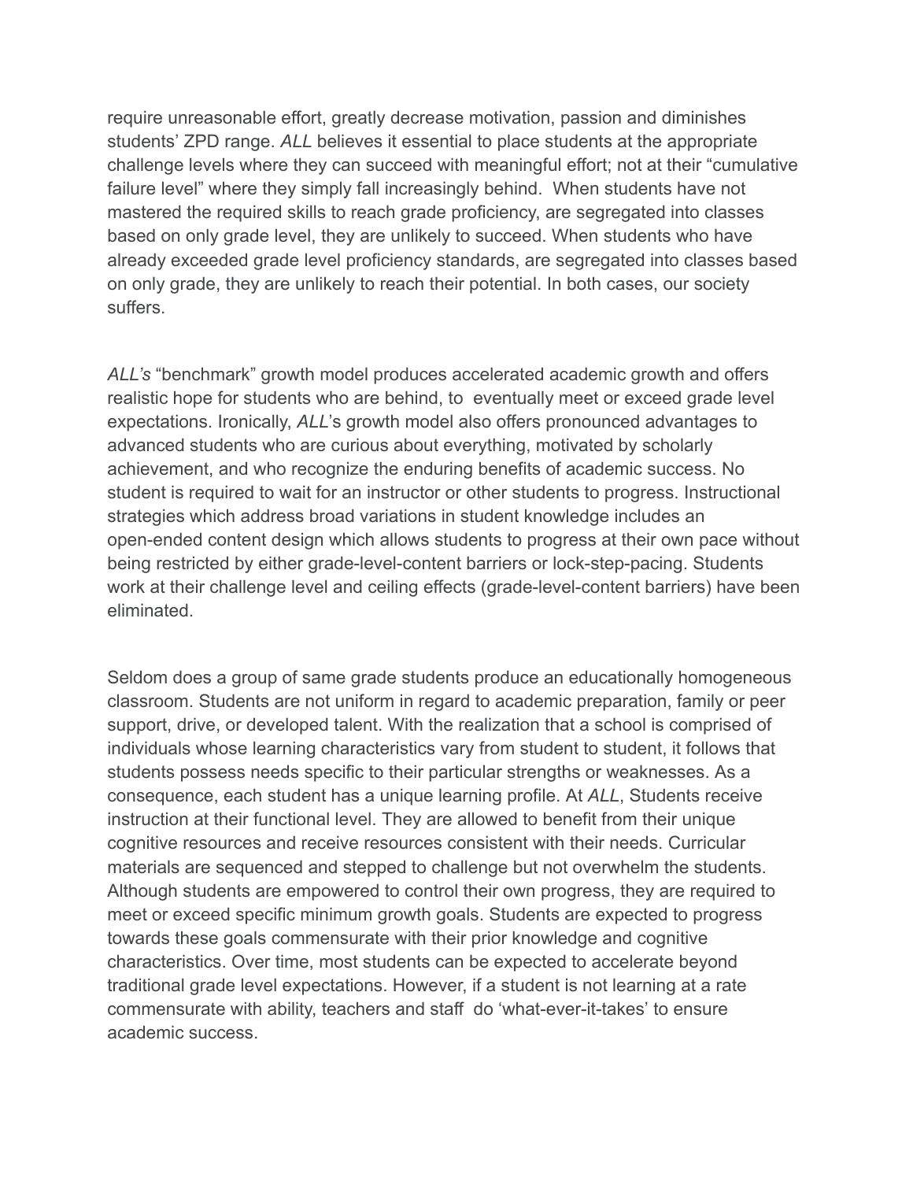require unreasonable effort, greatly decrease motivation, passion and diminishes students' ZPD range. *ALL* believes it essential to place students at the appropriate challenge levels where they can succeed with meaningful effort; not at their "cumulative failure level" where they simply fall increasingly behind. When students have not mastered the required skills to reach grade proficiency, are segregated into classes based on only grade level, they are unlikely to succeed. When students who have already exceeded grade level proficiency standards, are segregated into classes based on only grade, they are unlikely to reach their potential. In both cases, our society suffers.

*ALL's* "benchmark" growth model produces accelerated academic growth and offers realistic hope for students who are behind, to eventually meet or exceed grade level expectations. Ironically, *ALL*'s growth model also offers pronounced advantages to advanced students who are curious about everything, motivated by scholarly achievement, and who recognize the enduring benefits of academic success. No student is required to wait for an instructor or other students to progress. Instructional strategies which address broad variations in student knowledge includes an open-ended content design which allows students to progress at their own pace without being restricted by either grade-level-content barriers or lock-step-pacing. Students work at their challenge level and ceiling effects (grade-level-content barriers) have been eliminated.

Seldom does a group of same grade students produce an educationally homogeneous classroom. Students are not uniform in regard to academic preparation, family or peer support, drive, or developed talent. With the realization that a school is comprised of individuals whose learning characteristics vary from student to student, it follows that students possess needs specific to their particular strengths or weaknesses. As a consequence, each student has a unique learning profile. At *ALL*, Students receive instruction at their functional level. They are allowed to benefit from their unique cognitive resources and receive resources consistent with their needs. Curricular materials are sequenced and stepped to challenge but not overwhelm the students. Although students are empowered to control their own progress, they are required to meet or exceed specific minimum growth goals. Students are expected to progress towards these goals commensurate with their prior knowledge and cognitive characteristics. Over time, most students can be expected to accelerate beyond traditional grade level expectations. However, if a student is not learning at a rate commensurate with ability, teachers and staff do 'what-ever-it-takes' to ensure academic success.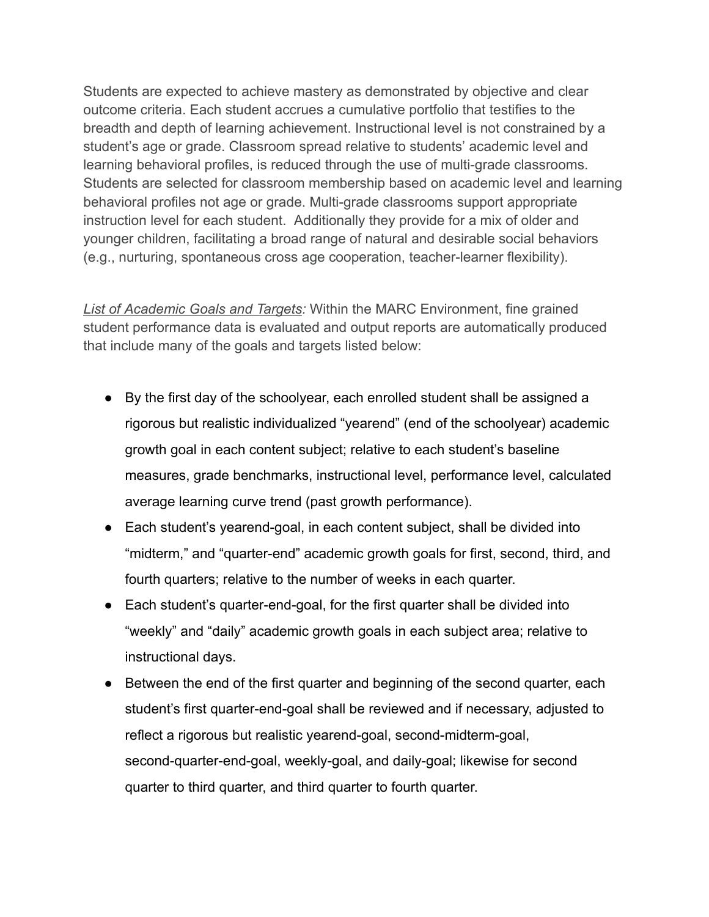Students are expected to achieve mastery as demonstrated by objective and clear outcome criteria. Each student accrues a cumulative portfolio that testifies to the breadth and depth of learning achievement. Instructional level is not constrained by a student's age or grade. Classroom spread relative to students' academic level and learning behavioral profiles, is reduced through the use of multi-grade classrooms. Students are selected for classroom membership based on academic level and learning behavioral profiles not age or grade. Multi-grade classrooms support appropriate instruction level for each student. Additionally they provide for a mix of older and younger children, facilitating a broad range of natural and desirable social behaviors (e.g., nurturing, spontaneous cross age cooperation, teacher-learner flexibility).

*List of Academic Goals and Targets:* Within the MARC Environment, fine grained student performance data is evaluated and output reports are automatically produced that include many of the goals and targets listed below:

- By the first day of the schoolyear, each enrolled student shall be assigned a rigorous but realistic individualized "yearend" (end of the schoolyear) academic growth goal in each content subject; relative to each student's baseline measures, grade benchmarks, instructional level, performance level, calculated average learning curve trend (past growth performance).
- Each student's yearend-goal, in each content subject, shall be divided into "midterm," and "quarter-end" academic growth goals for first, second, third, and fourth quarters; relative to the number of weeks in each quarter.
- Each student's quarter-end-goal, for the first quarter shall be divided into "weekly" and "daily" academic growth goals in each subject area; relative to instructional days.
- Between the end of the first quarter and beginning of the second quarter, each student's first quarter-end-goal shall be reviewed and if necessary, adjusted to reflect a rigorous but realistic yearend-goal, second-midterm-goal, second-quarter-end-goal, weekly-goal, and daily-goal; likewise for second quarter to third quarter, and third quarter to fourth quarter.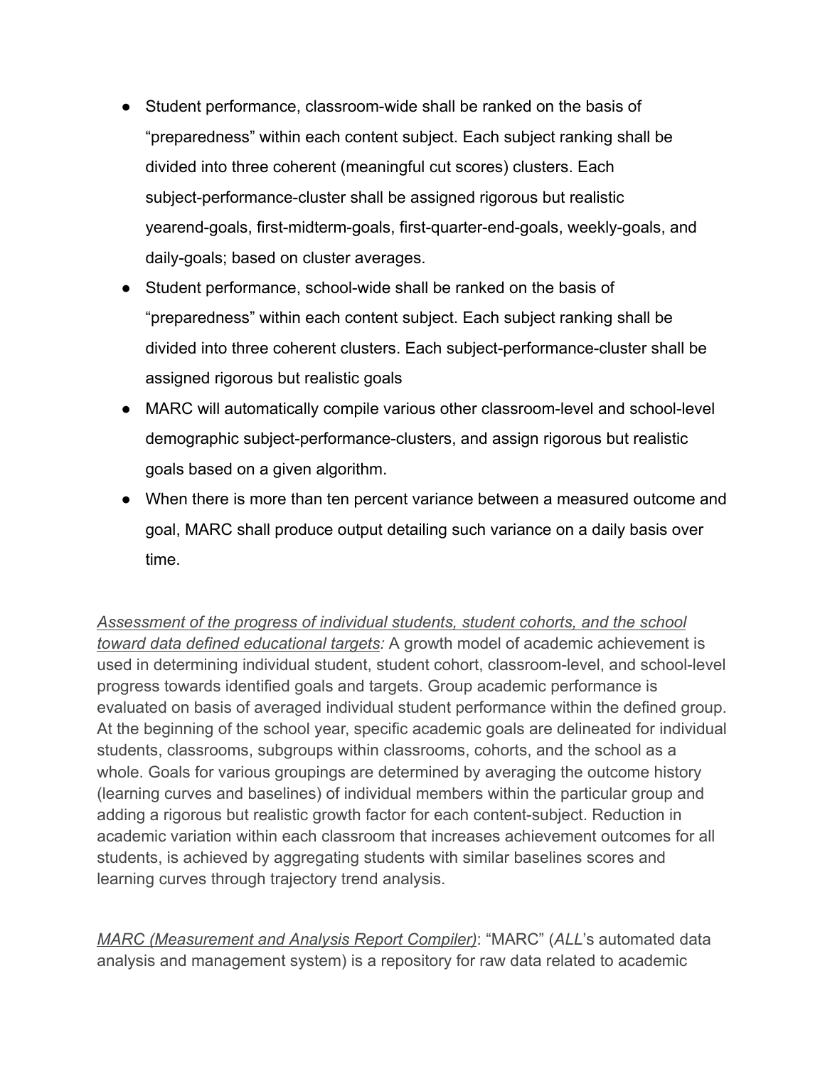- Student performance, classroom-wide shall be ranked on the basis of "preparedness" within each content subject. Each subject ranking shall be divided into three coherent (meaningful cut scores) clusters. Each subject-performance-cluster shall be assigned rigorous but realistic yearend-goals, first-midterm-goals, first-quarter-end-goals, weekly-goals, and daily-goals; based on cluster averages.
- Student performance, school-wide shall be ranked on the basis of "preparedness" within each content subject. Each subject ranking shall be divided into three coherent clusters. Each subject-performance-cluster shall be assigned rigorous but realistic goals
- MARC will automatically compile various other classroom-level and school-level demographic subject-performance-clusters, and assign rigorous but realistic goals based on a given algorithm.
- When there is more than ten percent variance between a measured outcome and goal, MARC shall produce output detailing such variance on a daily basis over time.

*Assessment of the progress of individual students, student cohorts, and the school toward data defined educational targets:* A growth model of academic achievement is used in determining individual student, student cohort, classroom-level, and school-level progress towards identified goals and targets. Group academic performance is evaluated on basis of averaged individual student performance within the defined group. At the beginning of the school year, specific academic goals are delineated for individual students, classrooms, subgroups within classrooms, cohorts, and the school as a whole. Goals for various groupings are determined by averaging the outcome history (learning curves and baselines) of individual members within the particular group and adding a rigorous but realistic growth factor for each content-subject. Reduction in academic variation within each classroom that increases achievement outcomes for all students, is achieved by aggregating students with similar baselines scores and learning curves through trajectory trend analysis.

*MARC (Measurement and Analysis Report Compiler)*: "MARC" (*ALL*'s automated data analysis and management system) is a repository for raw data related to academic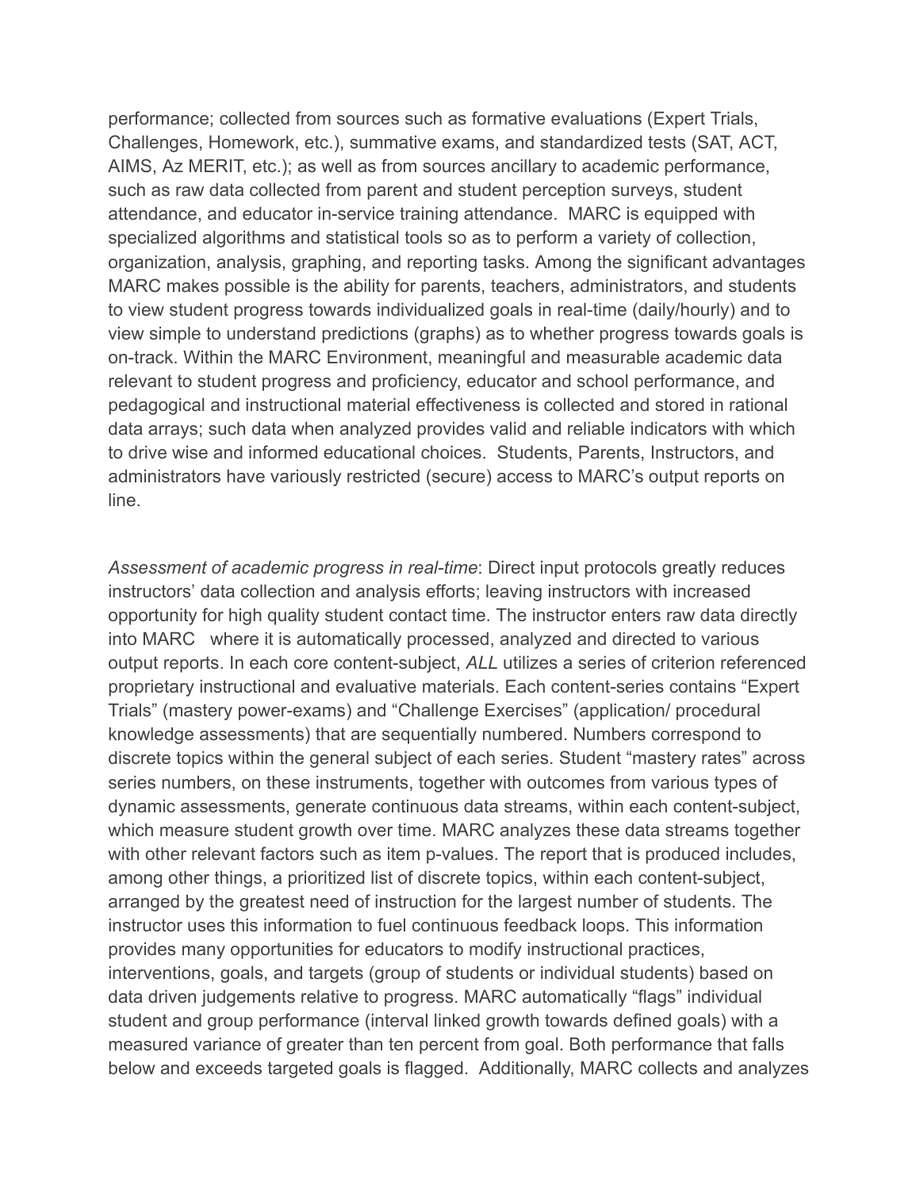performance; collected from sources such as formative evaluations (Expert Trials, Challenges, Homework, etc.), summative exams, and standardized tests (SAT, ACT, AIMS, Az MERIT, etc.); as well as from sources ancillary to academic performance, such as raw data collected from parent and student perception surveys, student attendance, and educator in-service training attendance. MARC is equipped with specialized algorithms and statistical tools so as to perform a variety of collection, organization, analysis, graphing, and reporting tasks. Among the significant advantages MARC makes possible is the ability for parents, teachers, administrators, and students to view student progress towards individualized goals in real-time (daily/hourly) and to view simple to understand predictions (graphs) as to whether progress towards goals is on-track. Within the MARC Environment, meaningful and measurable academic data relevant to student progress and proficiency, educator and school performance, and pedagogical and instructional material effectiveness is collected and stored in rational data arrays; such data when analyzed provides valid and reliable indicators with which to drive wise and informed educational choices. Students, Parents, Instructors, and administrators have variously restricted (secure) access to MARC's output reports on line.

*Assessment of academic progress in real-time*: Direct input protocols greatly reduces instructors' data collection and analysis efforts; leaving instructors with increased opportunity for high quality student contact time. The instructor enters raw data directly into MARC where it is automatically processed, analyzed and directed to various output reports. In each core content-subject, *ALL* utilizes a series of criterion referenced proprietary instructional and evaluative materials. Each content-series contains "Expert Trials" (mastery power-exams) and "Challenge Exercises" (application/ procedural knowledge assessments) that are sequentially numbered. Numbers correspond to discrete topics within the general subject of each series. Student "mastery rates" across series numbers, on these instruments, together with outcomes from various types of dynamic assessments, generate continuous data streams, within each content-subject, which measure student growth over time. MARC analyzes these data streams together with other relevant factors such as item p-values. The report that is produced includes, among other things, a prioritized list of discrete topics, within each content-subject, arranged by the greatest need of instruction for the largest number of students. The instructor uses this information to fuel continuous feedback loops. This information provides many opportunities for educators to modify instructional practices, interventions, goals, and targets (group of students or individual students) based on data driven judgements relative to progress. MARC automatically "flags" individual student and group performance (interval linked growth towards defined goals) with a measured variance of greater than ten percent from goal. Both performance that falls below and exceeds targeted goals is flagged. Additionally, MARC collects and analyzes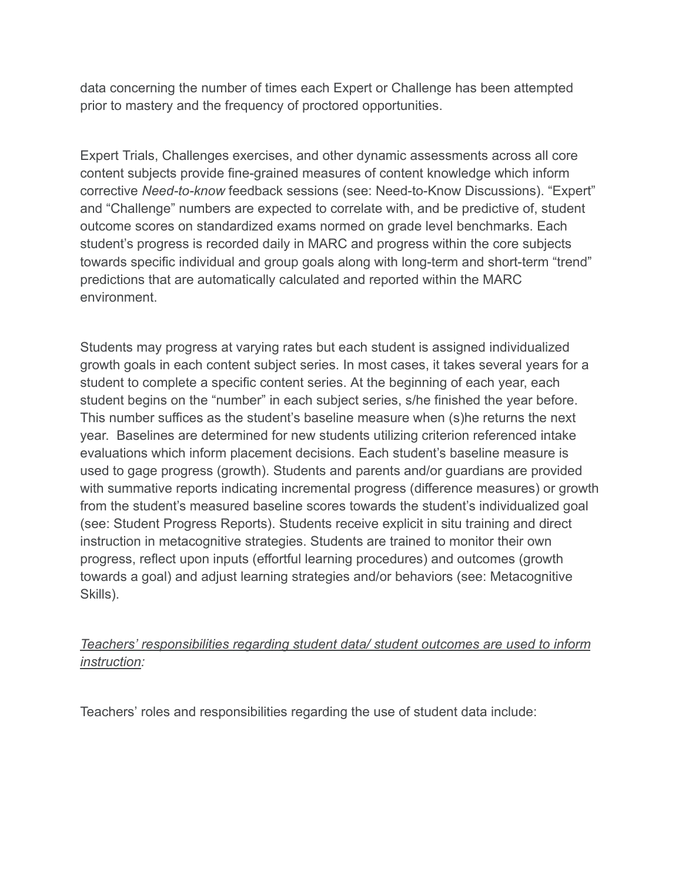data concerning the number of times each Expert or Challenge has been attempted prior to mastery and the frequency of proctored opportunities.

Expert Trials, Challenges exercises, and other dynamic assessments across all core content subjects provide fine-grained measures of content knowledge which inform corrective *Need-to-know* feedback sessions (see: Need-to-Know Discussions). "Expert" and "Challenge" numbers are expected to correlate with, and be predictive of, student outcome scores on standardized exams normed on grade level benchmarks. Each student's progress is recorded daily in MARC and progress within the core subjects towards specific individual and group goals along with long-term and short-term "trend" predictions that are automatically calculated and reported within the MARC environment.

Students may progress at varying rates but each student is assigned individualized growth goals in each content subject series. In most cases, it takes several years for a student to complete a specific content series. At the beginning of each year, each student begins on the "number" in each subject series, s/he finished the year before. This number suffices as the student's baseline measure when (s)he returns the next year. Baselines are determined for new students utilizing criterion referenced intake evaluations which inform placement decisions. Each student's baseline measure is used to gage progress (growth). Students and parents and/or guardians are provided with summative reports indicating incremental progress (difference measures) or growth from the student's measured baseline scores towards the student's individualized goal (see: Student Progress Reports). Students receive explicit in situ training and direct instruction in metacognitive strategies. Students are trained to monitor their own progress, reflect upon inputs (effortful learning procedures) and outcomes (growth towards a goal) and adjust learning strategies and/or behaviors (see: Metacognitive Skills).

*<u>Teachers' responsibilities regarding student data/ student outcomes are used to inform instruction</u>:*

Teachers' roles and responsibilities regarding the use of student data include: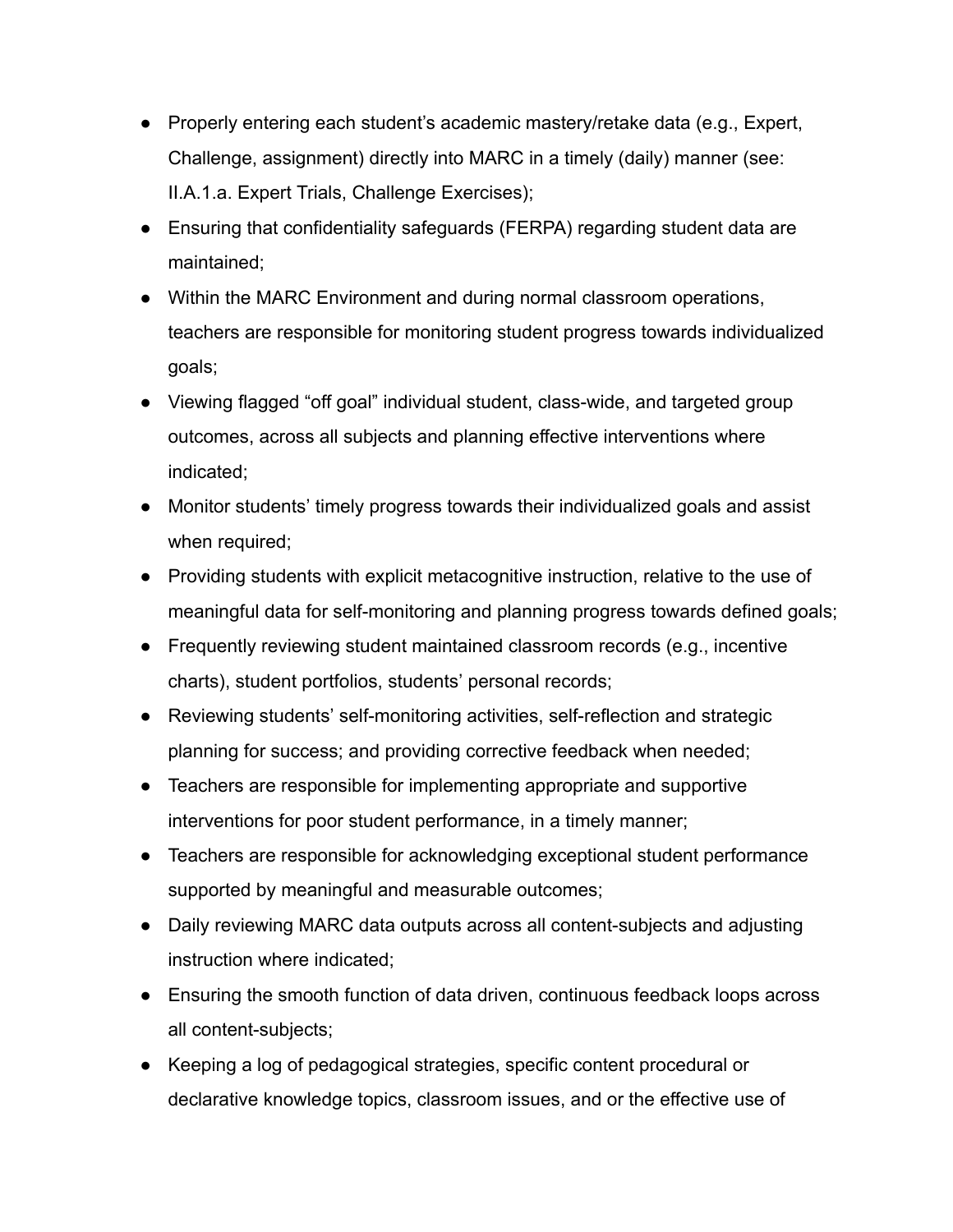- Properly entering each student's academic mastery/retake data (e.g., Expert, Challenge, assignment) directly into MARC in a timely (daily) manner (see: II.A.1.a. Expert Trials, Challenge Exercises);
- Ensuring that confidentiality safeguards (FERPA) regarding student data are maintained;
- Within the MARC Environment and during normal classroom operations, teachers are responsible for monitoring student progress towards individualized goals;
- Viewing flagged "off goal" individual student, class-wide, and targeted group outcomes, across all subjects and planning effective interventions where indicated;
- Monitor students' timely progress towards their individualized goals and assist when required;
- Providing students with explicit metacognitive instruction, relative to the use of meaningful data for self-monitoring and planning progress towards defined goals;
- Frequently reviewing student maintained classroom records (e.g., incentive charts), student portfolios, students' personal records;
- Reviewing students' self-monitoring activities, self-reflection and strategic planning for success; and providing corrective feedback when needed;
- Teachers are responsible for implementing appropriate and supportive interventions for poor student performance, in a timely manner;
- Teachers are responsible for acknowledging exceptional student performance supported by meaningful and measurable outcomes;
- Daily reviewing MARC data outputs across all content-subjects and adjusting instruction where indicated;
- Ensuring the smooth function of data driven, continuous feedback loops across all content-subjects;
- Keeping a log of pedagogical strategies, specific content procedural or declarative knowledge topics, classroom issues, and or the effective use of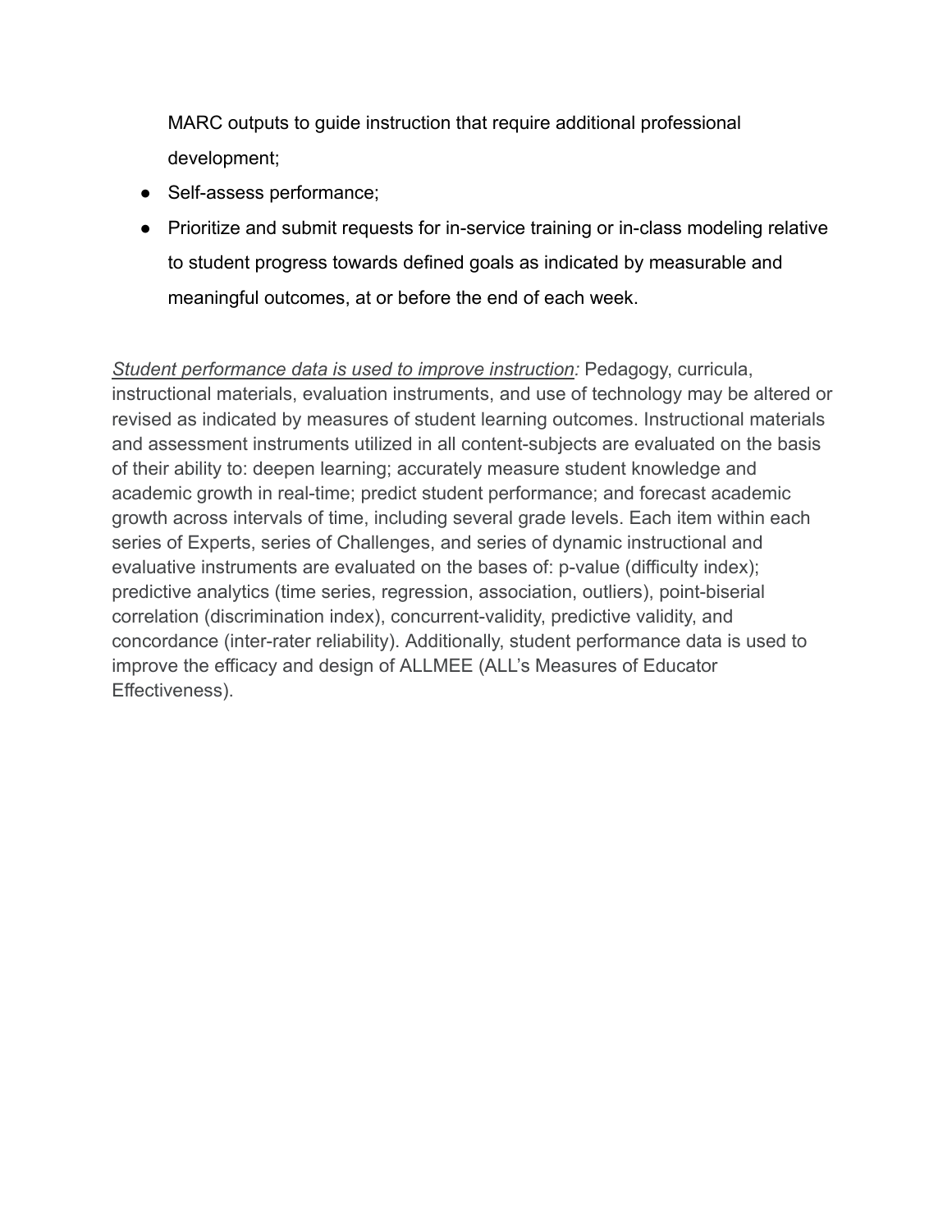MARC outputs to guide instruction that require additional professional development;

- Self-assess performance;
- Prioritize and submit requests for in-service training or in-class modeling relative to student progress towards defined goals as indicated by measurable and meaningful outcomes, at or before the end of each week.

*Student performance data is used to improve instruction:* Pedagogy, curricula, instructional materials, evaluation instruments, and use of technology may be altered or revised as indicated by measures of student learning outcomes. Instructional materials and assessment instruments utilized in all content-subjects are evaluated on the basis of their ability to: deepen learning; accurately measure student knowledge and academic growth in real-time; predict student performance; and forecast academic growth across intervals of time, including several grade levels. Each item within each series of Experts, series of Challenges, and series of dynamic instructional and evaluative instruments are evaluated on the bases of: p-value (difficulty index); predictive analytics (time series, regression, association, outliers), point-biserial correlation (discrimination index), concurrent-validity, predictive validity, and concordance (inter-rater reliability). Additionally, student performance data is used to improve the efficacy and design of ALLMEE (ALL's Measures of Educator Effectiveness).